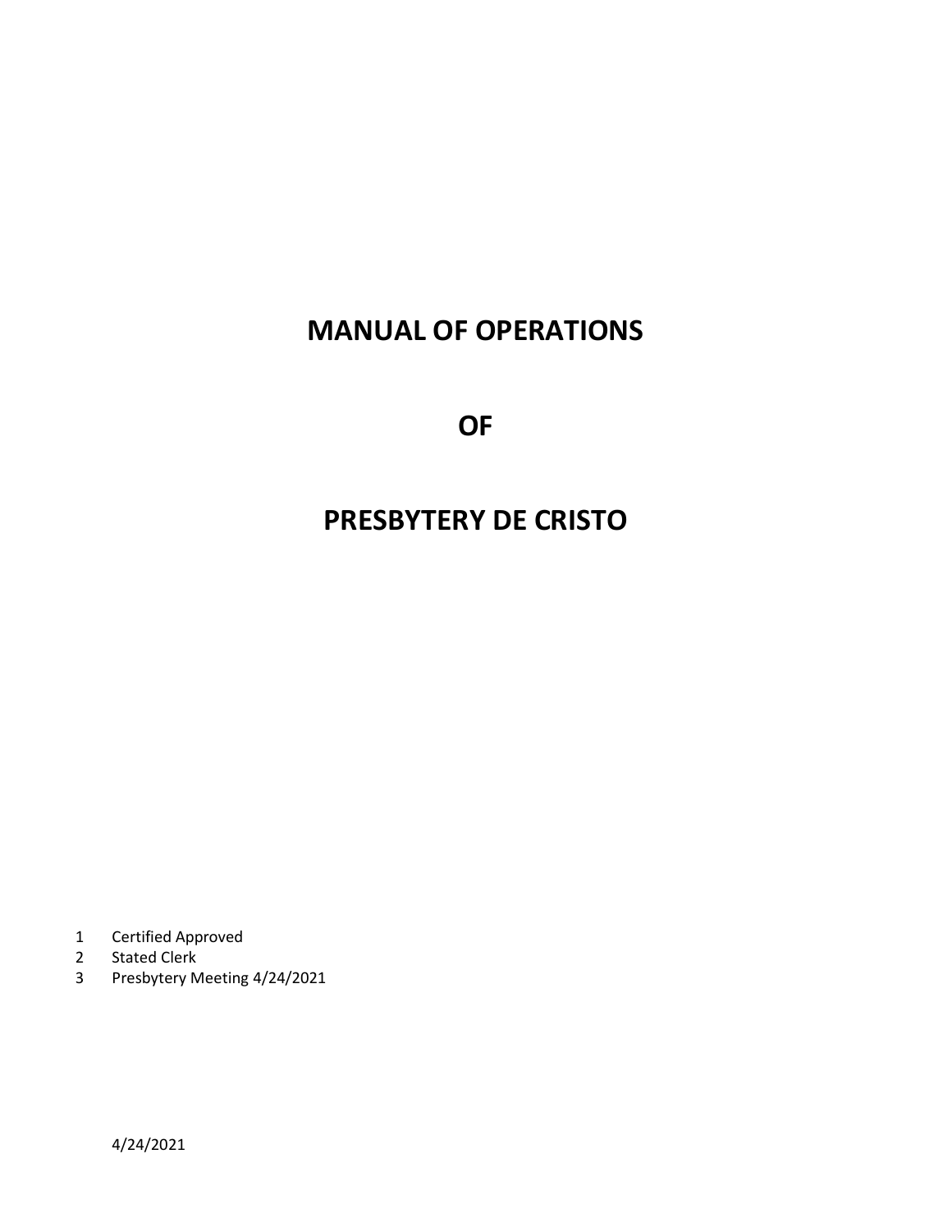# MANUAL OF OPERATIONS

# OF

# PRESBYTERY DE CRISTO

1 Certified Approved
2 Stated Clerk
3 Presbytery Meeting 4/24/2021

4/24/2021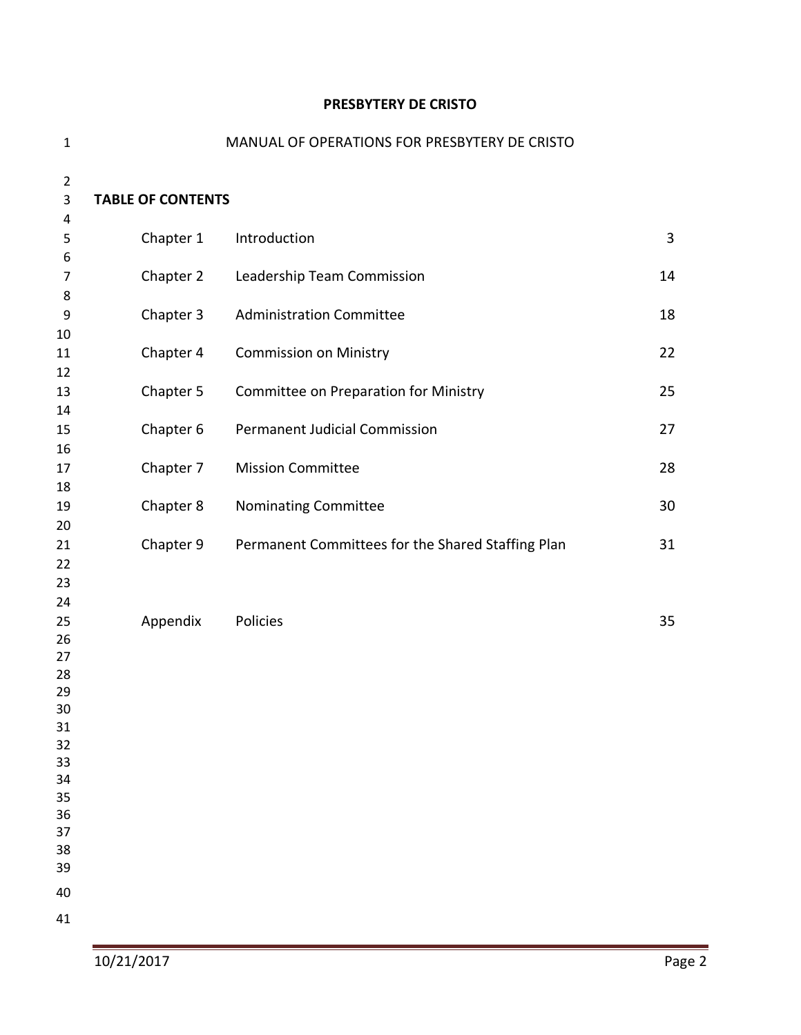**PRESBYTERY DE CRISTO**

MANUAL OF OPERATIONS FOR PRESBYTERY DE CRISTO

**TABLE OF CONTENTS**

| | | |
|---|---|---|
| Chapter 1 | Introduction | 3 |
| Chapter 2 | Leadership Team Commission | 14 |
| Chapter 3 | Administration Committee | 18 |
| Chapter 4 | Commission on Ministry | 22 |
| Chapter 5 | Committee on Preparation for Ministry | 25 |
| Chapter 6 | Permanent Judicial Commission | 27 |
| Chapter 7 | Mission Committee | 28 |
| Chapter 8 | Nominating Committee | 30 |
| Chapter 9 | Permanent Committees for the Shared Staffing Plan | 31 |
| Appendix | Policies | 35 |

10/21/2017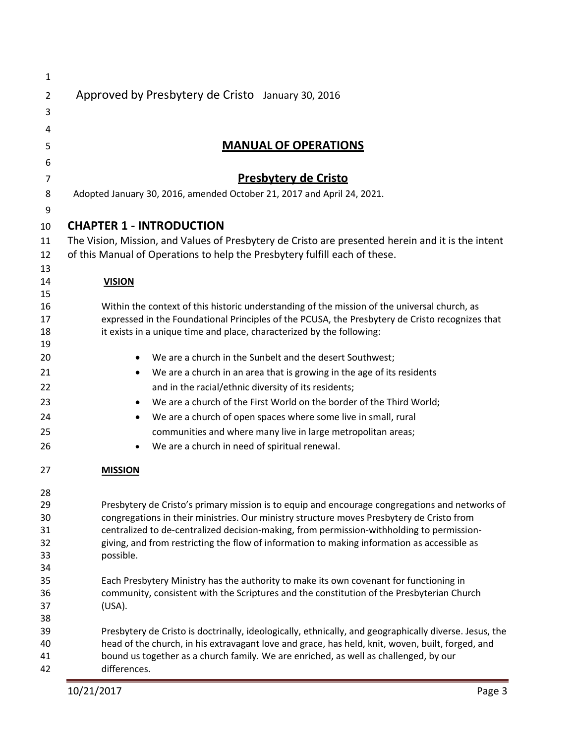Approved by Presbytery de Cristo January 30, 2016

# MANUAL OF OPERATIONS

## Presbytery de Cristo

Adopted January 30, 2016, amended October 21, 2017 and April 24, 2021.

## CHAPTER 1 - INTRODUCTION

The Vision, Mission, and Values of Presbytery de Cristo are presented herein and it is the intent of this Manual of Operations to help the Presbytery fulfill each of these.

### VISION

Within the context of this historic understanding of the mission of the universal church, as expressed in the Foundational Principles of the PCUSA, the Presbytery de Cristo recognizes that it exists in a unique time and place, characterized by the following:

- We are a church in the Sunbelt and the desert Southwest;
- We are a church in an area that is growing in the age of its residents and in the racial/ethnic diversity of its residents;
- We are a church of the First World on the border of the Third World;
- We are a church of open spaces where some live in small, rural communities and where many live in large metropolitan areas;
- We are a church in need of spiritual renewal.

### MISSION

Presbytery de Cristo's primary mission is to equip and encourage congregations and networks of congregations in their ministries. Our ministry structure moves Presbytery de Cristo from centralized to de-centralized decision-making, from permission-withholding to permission-giving, and from restricting the flow of information to making information as accessible as possible.

Each Presbytery Ministry has the authority to make its own covenant for functioning in community, consistent with the Scriptures and the constitution of the Presbyterian Church (USA).

Presbytery de Cristo is doctrinally, ideologically, ethnically, and geographically diverse. Jesus, the head of the church, in his extravagant love and grace, has held, knit, woven, built, forged, and bound us together as a church family. We are enriched, as well as challenged, by our differences.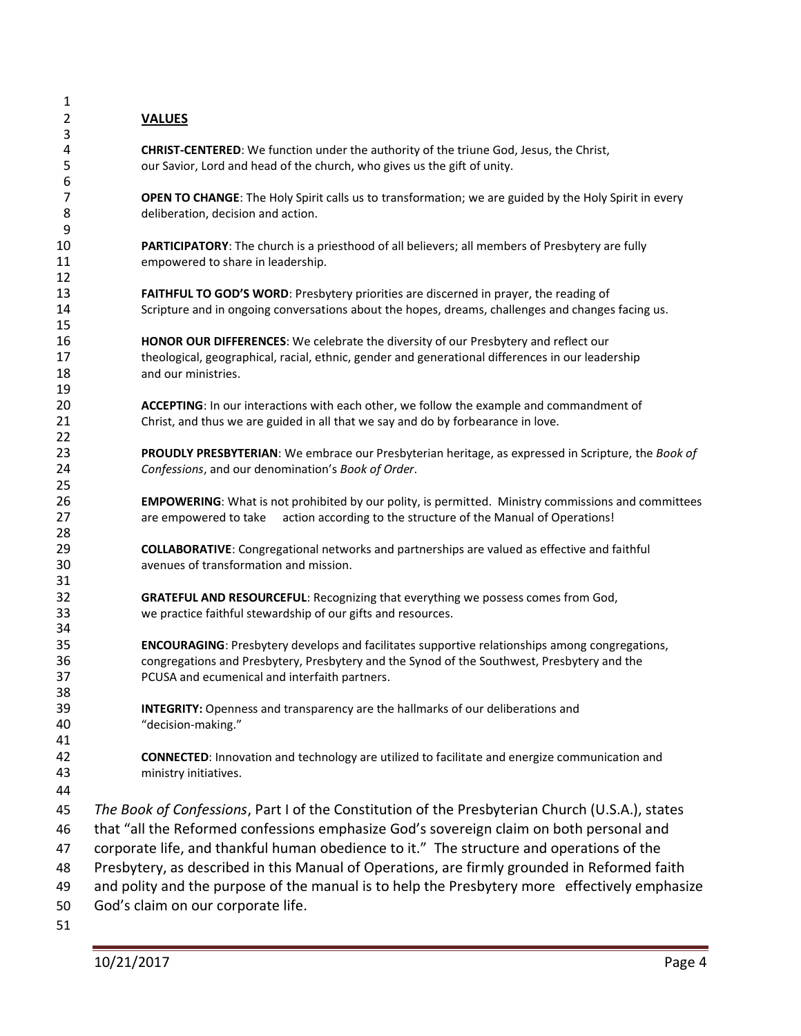## VALUES

**CHRIST-CENTERED**: We function under the authority of the triune God, Jesus, the Christ, our Savior, Lord and head of the church, who gives us the gift of unity.

**OPEN TO CHANGE**: The Holy Spirit calls us to transformation; we are guided by the Holy Spirit in every deliberation, decision and action.

**PARTICIPATORY**: The church is a priesthood of all believers; all members of Presbytery are fully empowered to share in leadership.

**FAITHFUL TO GOD'S WORD**: Presbytery priorities are discerned in prayer, the reading of Scripture and in ongoing conversations about the hopes, dreams, challenges and changes facing us.

**HONOR OUR DIFFERENCES**: We celebrate the diversity of our Presbytery and reflect our theological, geographical, racial, ethnic, gender and generational differences in our leadership and our ministries.

**ACCEPTING**: In our interactions with each other, we follow the example and commandment of Christ, and thus we are guided in all that we say and do by forbearance in love.

**PROUDLY PRESBYTERIAN**: We embrace our Presbyterian heritage, as expressed in Scripture, the *Book of Confessions*, and our denomination's *Book of Order*.

**EMPOWERING**: What is not prohibited by our polity, is permitted. Ministry commissions and committees are empowered to take action according to the structure of the Manual of Operations!

**COLLABORATIVE**: Congregational networks and partnerships are valued as effective and faithful avenues of transformation and mission.

**GRATEFUL AND RESOURCEFUL**: Recognizing that everything we possess comes from God, we practice faithful stewardship of our gifts and resources.

**ENCOURAGING**: Presbytery develops and facilitates supportive relationships among congregations, congregations and Presbytery, Presbytery and the Synod of the Southwest, Presbytery and the PCUSA and ecumenical and interfaith partners.

**INTEGRITY:** Openness and transparency are the hallmarks of our deliberations and "decision-making."

**CONNECTED**: Innovation and technology are utilized to facilitate and energize communication and ministry initiatives.

*The Book of Confessions*, Part I of the Constitution of the Presbyterian Church (U.S.A.), states that "all the Reformed confessions emphasize God's sovereign claim on both personal and corporate life, and thankful human obedience to it." The structure and operations of the Presbytery, as described in this Manual of Operations, are firmly grounded in Reformed faith and polity and the purpose of the manual is to help the Presbytery more effectively emphasize God's claim on our corporate life.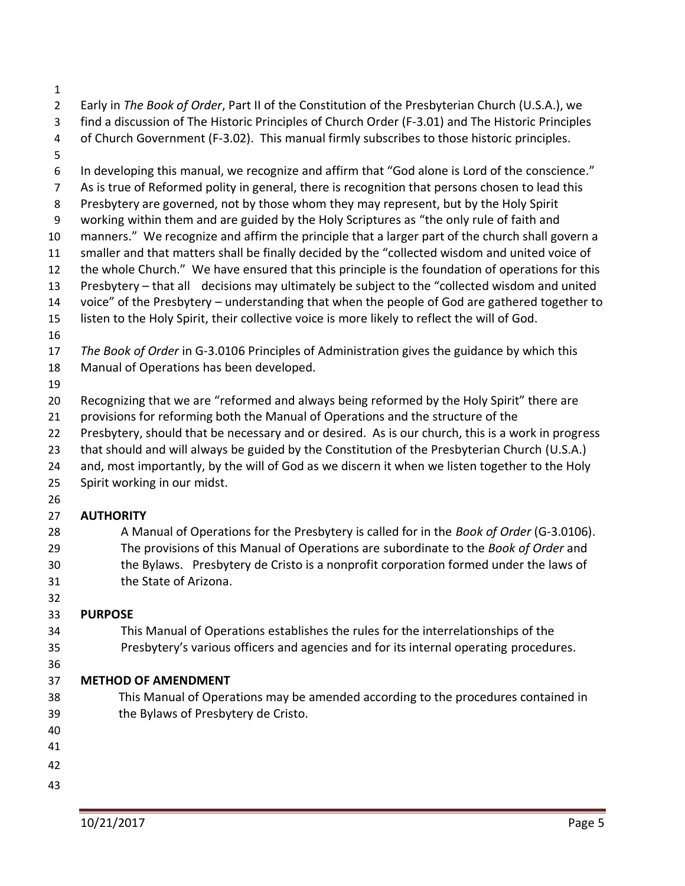Early in *The Book of Order*, Part II of the Constitution of the Presbyterian Church (U.S.A.), we find a discussion of The Historic Principles of Church Order (F-3.01) and The Historic Principles of Church Government (F-3.02). This manual firmly subscribes to those historic principles.

In developing this manual, we recognize and affirm that "God alone is Lord of the conscience." As is true of Reformed polity in general, there is recognition that persons chosen to lead this Presbytery are governed, not by those whom they may represent, but by the Holy Spirit working within them and are guided by the Holy Scriptures as "the only rule of faith and manners." We recognize and affirm the principle that a larger part of the church shall govern a smaller and that matters shall be finally decided by the "collected wisdom and united voice of the whole Church." We have ensured that this principle is the foundation of operations for this Presbytery – that all decisions may ultimately be subject to the "collected wisdom and united voice" of the Presbytery – understanding that when the people of God are gathered together to listen to the Holy Spirit, their collective voice is more likely to reflect the will of God.

*The Book of Order* in G-3.0106 Principles of Administration gives the guidance by which this Manual of Operations has been developed.

Recognizing that we are "reformed and always being reformed by the Holy Spirit" there are provisions for reforming both the Manual of Operations and the structure of the Presbytery, should that be necessary and or desired. As is our church, this is a work in progress that should and will always be guided by the Constitution of the Presbyterian Church (U.S.A.) and, most importantly, by the will of God as we discern it when we listen together to the Holy Spirit working in our midst.

**AUTHORITY**

A Manual of Operations for the Presbytery is called for in the *Book of Order* (G-3.0106). The provisions of this Manual of Operations are subordinate to the *Book of Order* and the Bylaws. Presbytery de Cristo is a nonprofit corporation formed under the laws of the State of Arizona.

**PURPOSE**

This Manual of Operations establishes the rules for the interrelationships of the Presbytery's various officers and agencies and for its internal operating procedures.

**METHOD OF AMENDMENT**

This Manual of Operations may be amended according to the procedures contained in the Bylaws of Presbytery de Cristo.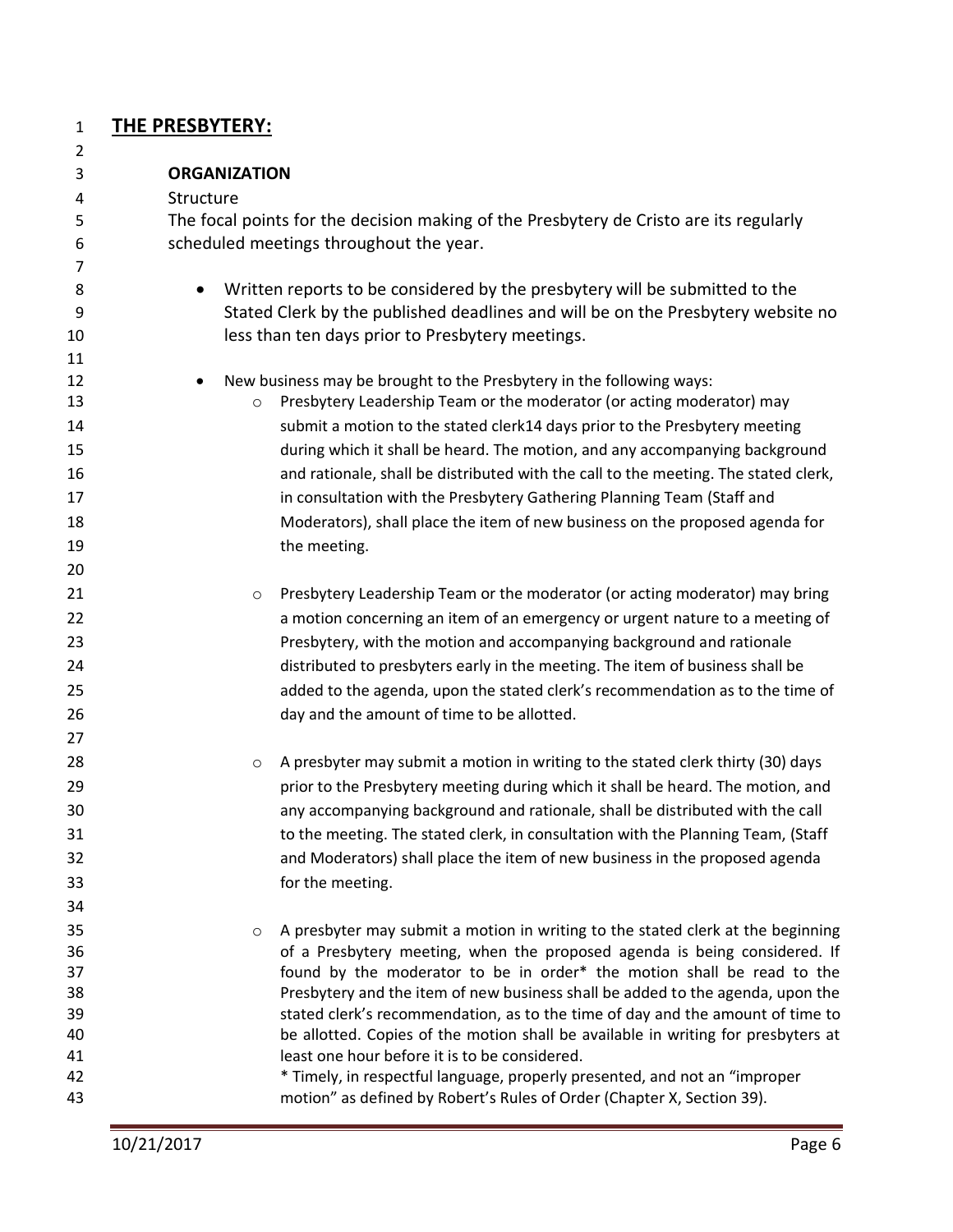# THE PRESBYTERY:

## ORGANIZATION

Structure

The focal points for the decision making of the Presbytery de Cristo are its regularly scheduled meetings throughout the year.

- Written reports to be considered by the presbytery will be submitted to the Stated Clerk by the published deadlines and will be on the Presbytery website no less than ten days prior to Presbytery meetings.

- New business may be brought to the Presbytery in the following ways:
  - Presbytery Leadership Team or the moderator (or acting moderator) may submit a motion to the stated clerk14 days prior to the Presbytery meeting during which it shall be heard. The motion, and any accompanying background and rationale, shall be distributed with the call to the meeting. The stated clerk, in consultation with the Presbytery Gathering Planning Team (Staff and Moderators), shall place the item of new business on the proposed agenda for the meeting.

  - Presbytery Leadership Team or the moderator (or acting moderator) may bring a motion concerning an item of an emergency or urgent nature to a meeting of Presbytery, with the motion and accompanying background and rationale distributed to presbyters early in the meeting. The item of business shall be added to the agenda, upon the stated clerk's recommendation as to the time of day and the amount of time to be allotted.

  - A presbyter may submit a motion in writing to the stated clerk thirty (30) days prior to the Presbytery meeting during which it shall be heard. The motion, and any accompanying background and rationale, shall be distributed with the call to the meeting. The stated clerk, in consultation with the Planning Team, (Staff and Moderators) shall place the item of new business in the proposed agenda for the meeting.

  - A presbyter may submit a motion in writing to the stated clerk at the beginning of a Presbytery meeting, when the proposed agenda is being considered. If found by the moderator to be in order* the motion shall be read to the Presbytery and the item of new business shall be added to the agenda, upon the stated clerk's recommendation, as to the time of day and the amount of time to be allotted. Copies of the motion shall be available in writing for presbyters at least one hour before it is to be considered.

    * Timely, in respectful language, properly presented, and not an "improper motion" as defined by Robert's Rules of Order (Chapter X, Section 39).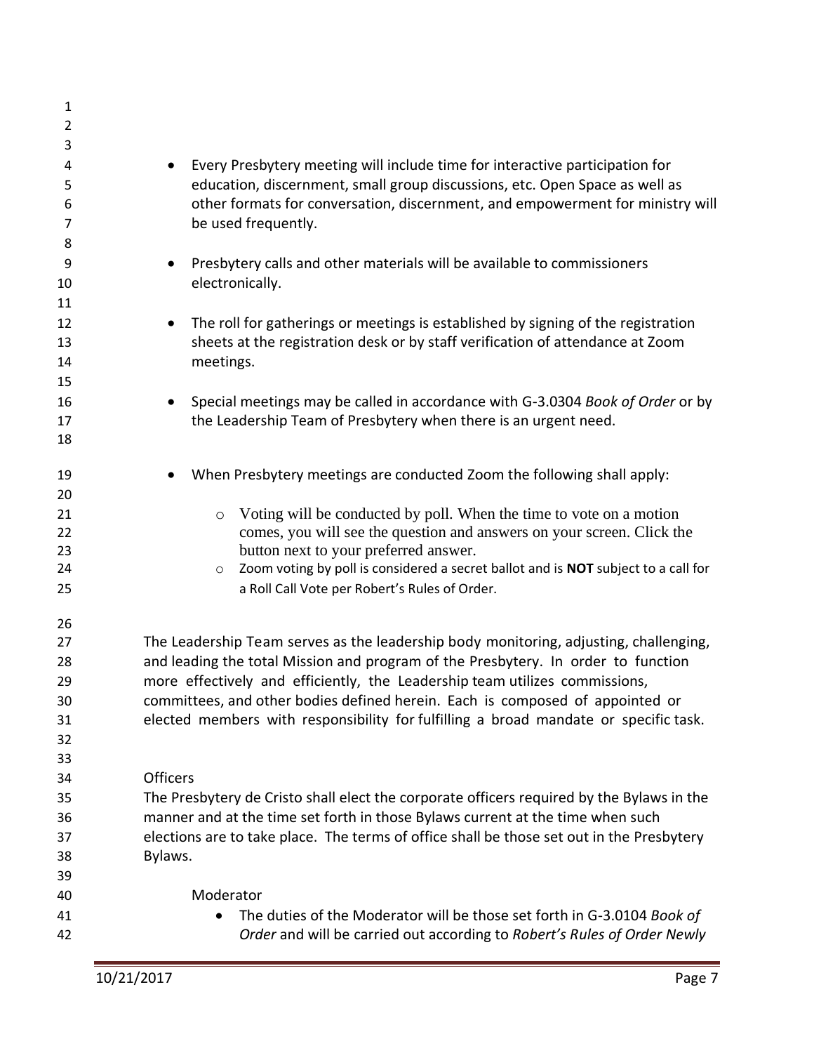- Every Presbytery meeting will include time for interactive participation for education, discernment, small group discussions, etc. Open Space as well as other formats for conversation, discernment, and empowerment for ministry will be used frequently.

- Presbytery calls and other materials will be available to commissioners electronically.

- The roll for gatherings or meetings is established by signing of the registration sheets at the registration desk or by staff verification of attendance at Zoom meetings.

- Special meetings may be called in accordance with G-3.0304 *Book of Order* or by the Leadership Team of Presbytery when there is an urgent need.

- When Presbytery meetings are conducted Zoom the following shall apply:

  - Voting will be conducted by poll. When the time to vote on a motion comes, you will see the question and answers on your screen. Click the button next to your preferred answer.
  - Zoom voting by poll is considered a secret ballot and is **NOT** subject to a call for a Roll Call Vote per Robert's Rules of Order.

The Leadership Team serves as the leadership body monitoring, adjusting, challenging, and leading the total Mission and program of the Presbytery. In order to function more effectively and efficiently, the Leadership team utilizes commissions, committees, and other bodies defined herein. Each is composed of appointed or elected members with responsibility for fulfilling a broad mandate or specific task.

Officers

The Presbytery de Cristo shall elect the corporate officers required by the Bylaws in the manner and at the time set forth in those Bylaws current at the time when such elections are to take place. The terms of office shall be those set out in the Presbytery Bylaws.

Moderator

- The duties of the Moderator will be those set forth in G-3.0104 *Book of Order* and will be carried out according to *Robert's Rules of Order Newly*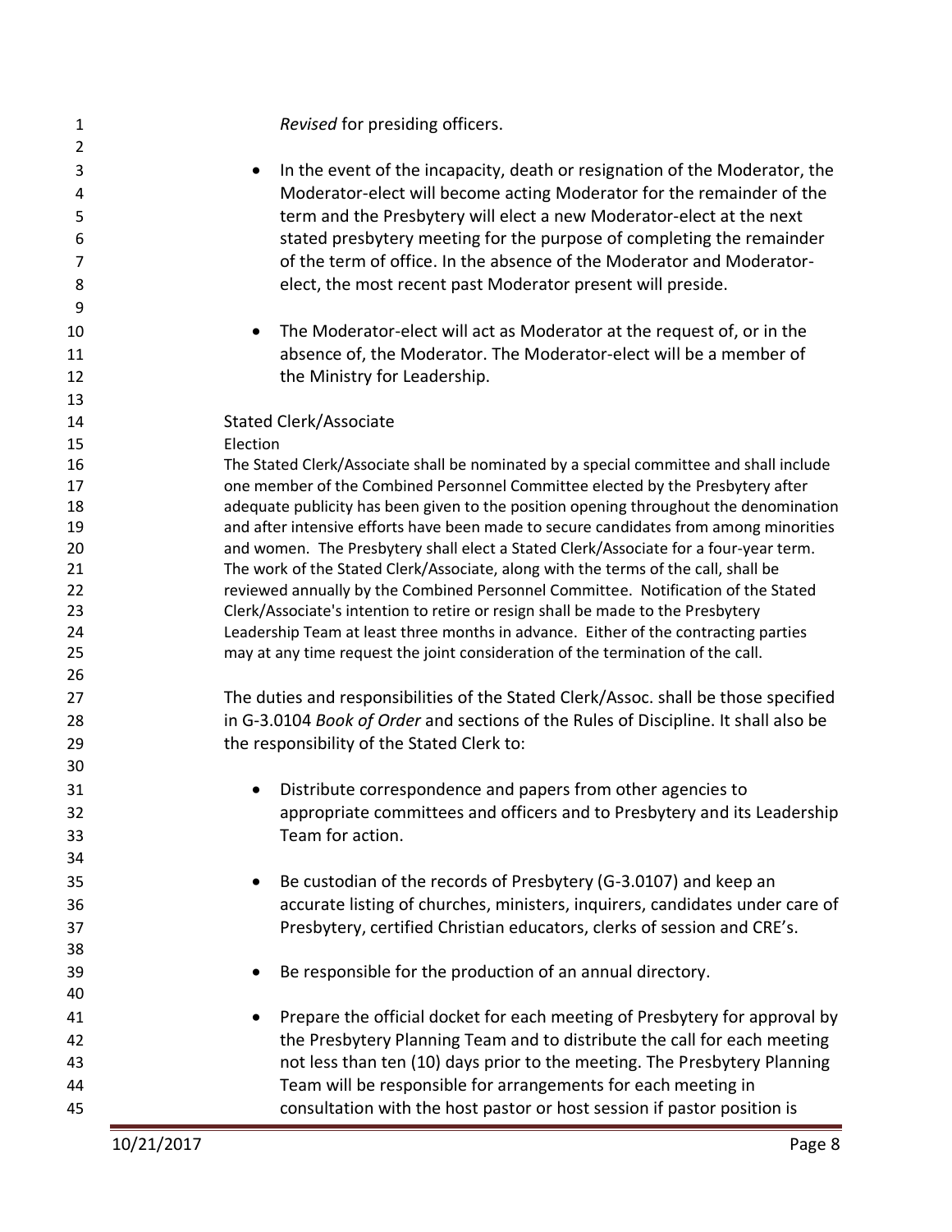*Revised* for presiding officers.

- In the event of the incapacity, death or resignation of the Moderator, the Moderator-elect will become acting Moderator for the remainder of the term and the Presbytery will elect a new Moderator-elect at the next stated presbytery meeting for the purpose of completing the remainder of the term of office. In the absence of the Moderator and Moderator-elect, the most recent past Moderator present will preside.

- The Moderator-elect will act as Moderator at the request of, or in the absence of, the Moderator. The Moderator-elect will be a member of the Ministry for Leadership.

Stated Clerk/Associate

Election

The Stated Clerk/Associate shall be nominated by a special committee and shall include one member of the Combined Personnel Committee elected by the Presbytery after adequate publicity has been given to the position opening throughout the denomination and after intensive efforts have been made to secure candidates from among minorities and women. The Presbytery shall elect a Stated Clerk/Associate for a four-year term. The work of the Stated Clerk/Associate, along with the terms of the call, shall be reviewed annually by the Combined Personnel Committee. Notification of the Stated Clerk/Associate's intention to retire or resign shall be made to the Presbytery Leadership Team at least three months in advance. Either of the contracting parties may at any time request the joint consideration of the termination of the call.

The duties and responsibilities of the Stated Clerk/Assoc. shall be those specified in G-3.0104 *Book of Order* and sections of the Rules of Discipline. It shall also be the responsibility of the Stated Clerk to:

- Distribute correspondence and papers from other agencies to appropriate committees and officers and to Presbytery and its Leadership Team for action.

- Be custodian of the records of Presbytery (G-3.0107) and keep an accurate listing of churches, ministers, inquirers, candidates under care of Presbytery, certified Christian educators, clerks of session and CRE's.

- Be responsible for the production of an annual directory.

- Prepare the official docket for each meeting of Presbytery for approval by the Presbytery Planning Team and to distribute the call for each meeting not less than ten (10) days prior to the meeting. The Presbytery Planning Team will be responsible for arrangements for each meeting in consultation with the host pastor or host session if pastor position is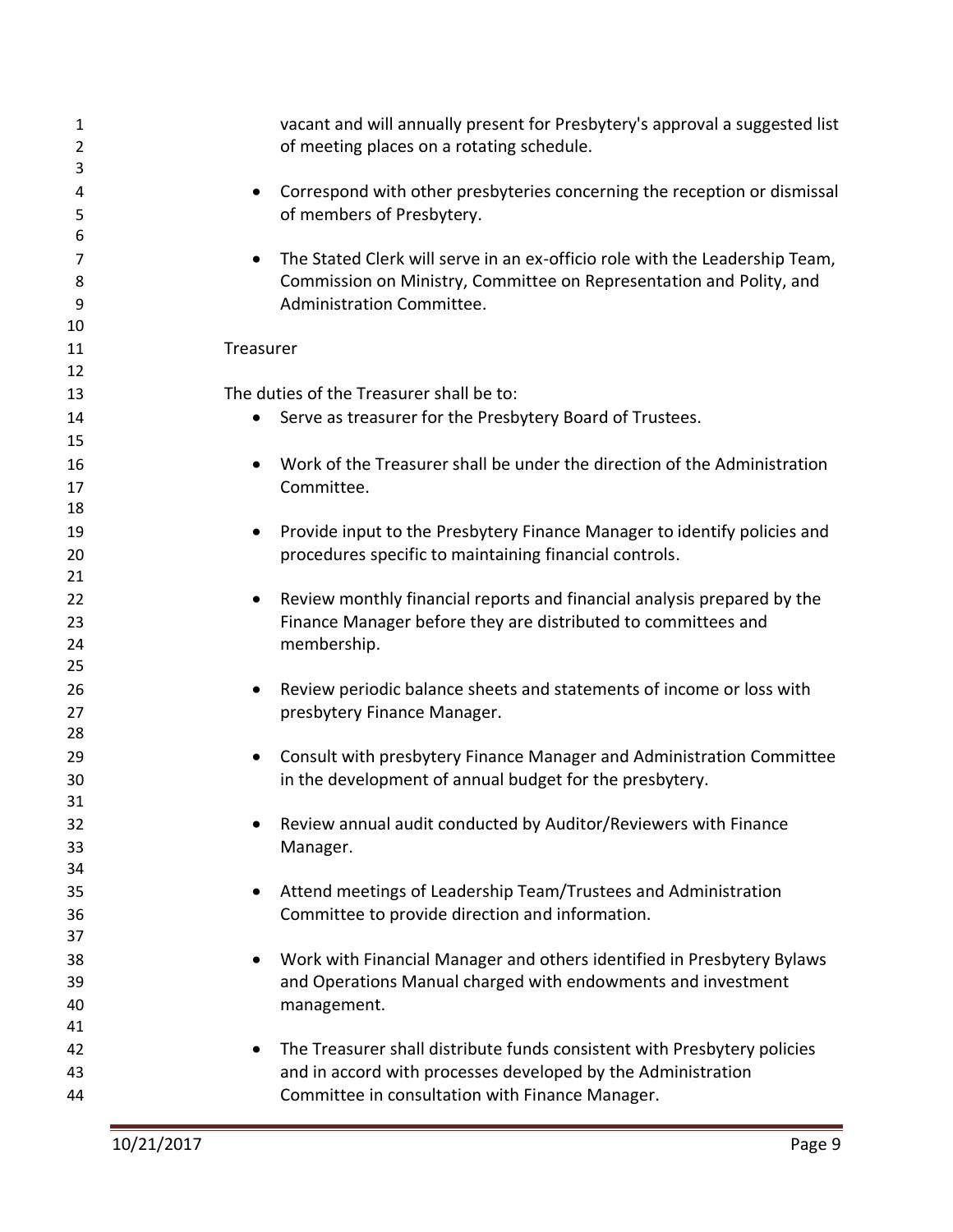vacant and will annually present for Presbytery's approval a suggested list of meeting places on a rotating schedule.

- Correspond with other presbyteries concerning the reception or dismissal of members of Presbytery.

- The Stated Clerk will serve in an ex-officio role with the Leadership Team, Commission on Ministry, Committee on Representation and Polity, and Administration Committee.

Treasurer

The duties of the Treasurer shall be to:

- Serve as treasurer for the Presbytery Board of Trustees.

- Work of the Treasurer shall be under the direction of the Administration Committee.

- Provide input to the Presbytery Finance Manager to identify policies and procedures specific to maintaining financial controls.

- Review monthly financial reports and financial analysis prepared by the Finance Manager before they are distributed to committees and membership.

- Review periodic balance sheets and statements of income or loss with presbytery Finance Manager.

- Consult with presbytery Finance Manager and Administration Committee in the development of annual budget for the presbytery.

- Review annual audit conducted by Auditor/Reviewers with Finance Manager.

- Attend meetings of Leadership Team/Trustees and Administration Committee to provide direction and information.

- Work with Financial Manager and others identified in Presbytery Bylaws and Operations Manual charged with endowments and investment management.

- The Treasurer shall distribute funds consistent with Presbytery policies and in accord with processes developed by the Administration Committee in consultation with Finance Manager.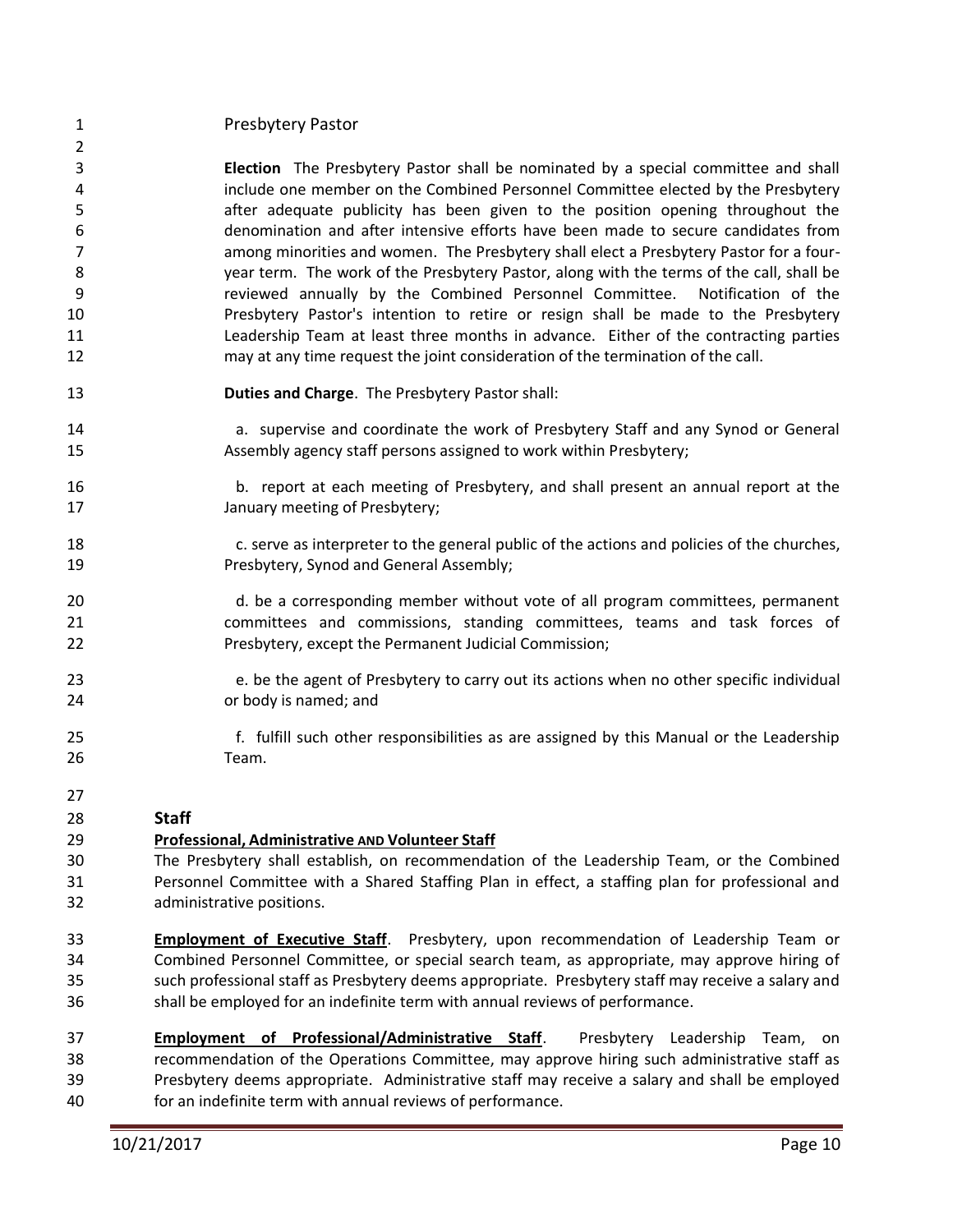### Presbytery Pastor

**Election** The Presbytery Pastor shall be nominated by a special committee and shall include one member on the Combined Personnel Committee elected by the Presbytery after adequate publicity has been given to the position opening throughout the denomination and after intensive efforts have been made to secure candidates from among minorities and women. The Presbytery shall elect a Presbytery Pastor for a four-year term. The work of the Presbytery Pastor, along with the terms of the call, shall be reviewed annually by the Combined Personnel Committee. Notification of the Presbytery Pastor's intention to retire or resign shall be made to the Presbytery Leadership Team at least three months in advance. Either of the contracting parties may at any time request the joint consideration of the termination of the call.

**Duties and Charge**. The Presbytery Pastor shall:

a. supervise and coordinate the work of Presbytery Staff and any Synod or General Assembly agency staff persons assigned to work within Presbytery;

b. report at each meeting of Presbytery, and shall present an annual report at the January meeting of Presbytery;

c. serve as interpreter to the general public of the actions and policies of the churches, Presbytery, Synod and General Assembly;

d. be a corresponding member without vote of all program committees, permanent committees and commissions, standing committees, teams and task forces of Presbytery, except the Permanent Judicial Commission;

e. be the agent of Presbytery to carry out its actions when no other specific individual or body is named; and

f. fulfill such other responsibilities as are assigned by this Manual or the Leadership Team.

## Staff

**Professional, Administrative AND Volunteer Staff**

The Presbytery shall establish, on recommendation of the Leadership Team, or the Combined Personnel Committee with a Shared Staffing Plan in effect, a staffing plan for professional and administrative positions.

**Employment of Executive Staff**. Presbytery, upon recommendation of Leadership Team or Combined Personnel Committee, or special search team, as appropriate, may approve hiring of such professional staff as Presbytery deems appropriate. Presbytery staff may receive a salary and shall be employed for an indefinite term with annual reviews of performance.

**Employment of Professional/Administrative Staff**. Presbytery Leadership Team, on recommendation of the Operations Committee, may approve hiring such administrative staff as Presbytery deems appropriate. Administrative staff may receive a salary and shall be employed for an indefinite term with annual reviews of performance.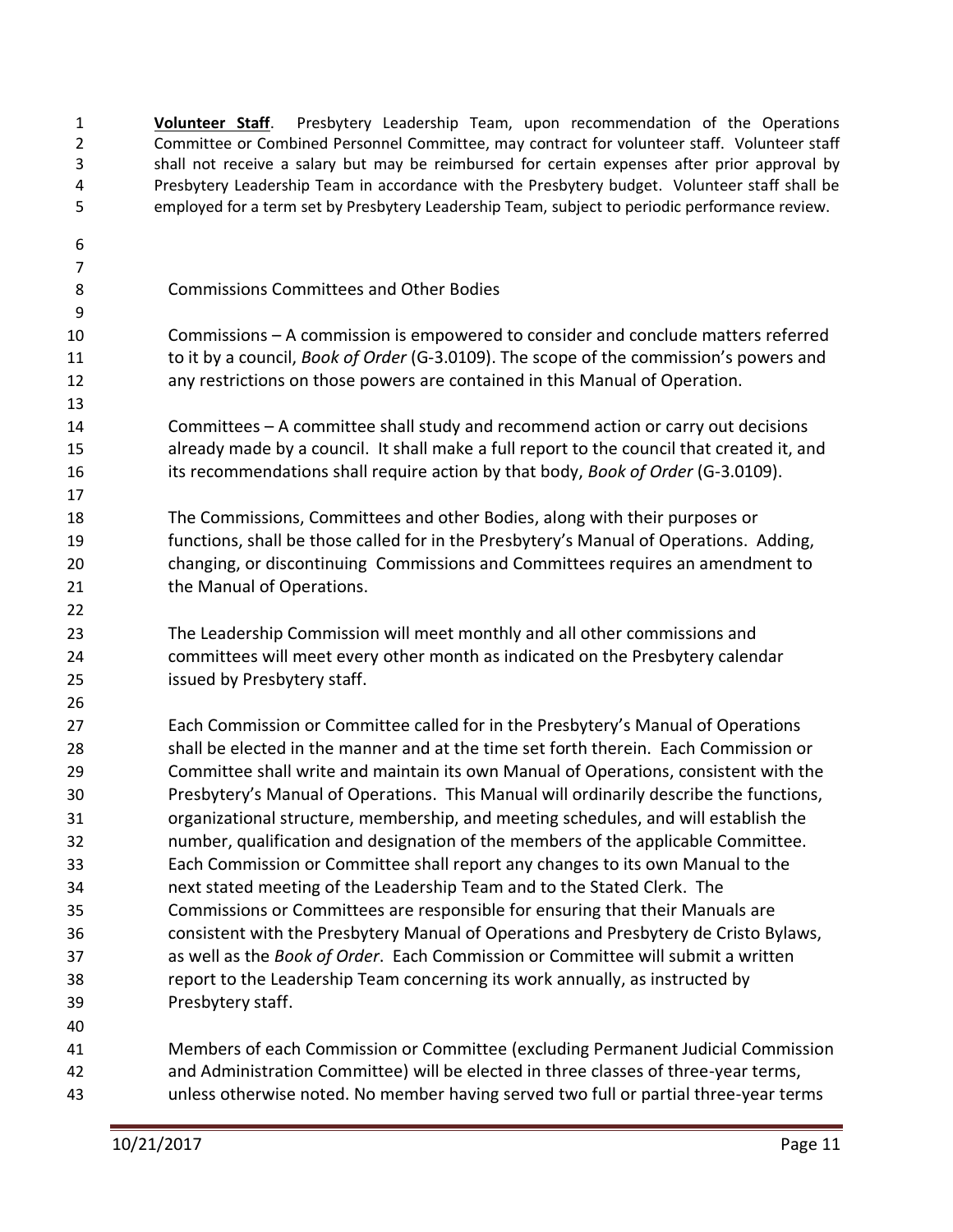**Volunteer Staff**. Presbytery Leadership Team, upon recommendation of the Operations Committee or Combined Personnel Committee, may contract for volunteer staff. Volunteer staff shall not receive a salary but may be reimbursed for certain expenses after prior approval by Presbytery Leadership Team in accordance with the Presbytery budget. Volunteer staff shall be employed for a term set by Presbytery Leadership Team, subject to periodic performance review.

## Commissions Committees and Other Bodies

Commissions – A commission is empowered to consider and conclude matters referred to it by a council, *Book of Order* (G-3.0109). The scope of the commission's powers and any restrictions on those powers are contained in this Manual of Operation.

Committees – A committee shall study and recommend action or carry out decisions already made by a council. It shall make a full report to the council that created it, and its recommendations shall require action by that body, *Book of Order* (G-3.0109).

The Commissions, Committees and other Bodies, along with their purposes or functions, shall be those called for in the Presbytery's Manual of Operations. Adding, changing, or discontinuing Commissions and Committees requires an amendment to the Manual of Operations.

The Leadership Commission will meet monthly and all other commissions and committees will meet every other month as indicated on the Presbytery calendar issued by Presbytery staff.

Each Commission or Committee called for in the Presbytery's Manual of Operations shall be elected in the manner and at the time set forth therein. Each Commission or Committee shall write and maintain its own Manual of Operations, consistent with the Presbytery's Manual of Operations. This Manual will ordinarily describe the functions, organizational structure, membership, and meeting schedules, and will establish the number, qualification and designation of the members of the applicable Committee. Each Commission or Committee shall report any changes to its own Manual to the next stated meeting of the Leadership Team and to the Stated Clerk. The Commissions or Committees are responsible for ensuring that their Manuals are consistent with the Presbytery Manual of Operations and Presbytery de Cristo Bylaws, as well as the *Book of Order*. Each Commission or Committee will submit a written report to the Leadership Team concerning its work annually, as instructed by Presbytery staff.

Members of each Commission or Committee (excluding Permanent Judicial Commission and Administration Committee) will be elected in three classes of three-year terms, unless otherwise noted. No member having served two full or partial three-year terms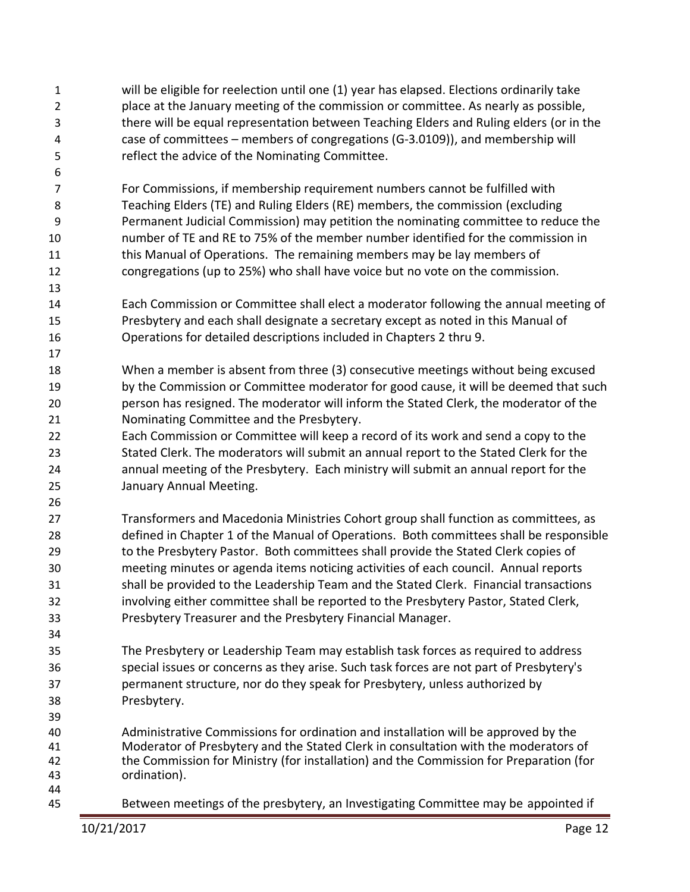will be eligible for reelection until one (1) year has elapsed. Elections ordinarily take place at the January meeting of the commission or committee. As nearly as possible, there will be equal representation between Teaching Elders and Ruling elders (or in the case of committees – members of congregations (G-3.0109)), and membership will reflect the advice of the Nominating Committee.

For Commissions, if membership requirement numbers cannot be fulfilled with Teaching Elders (TE) and Ruling Elders (RE) members, the commission (excluding Permanent Judicial Commission) may petition the nominating committee to reduce the number of TE and RE to 75% of the member number identified for the commission in this Manual of Operations. The remaining members may be lay members of congregations (up to 25%) who shall have voice but no vote on the commission.

Each Commission or Committee shall elect a moderator following the annual meeting of Presbytery and each shall designate a secretary except as noted in this Manual of Operations for detailed descriptions included in Chapters 2 thru 9.

When a member is absent from three (3) consecutive meetings without being excused by the Commission or Committee moderator for good cause, it will be deemed that such person has resigned. The moderator will inform the Stated Clerk, the moderator of the Nominating Committee and the Presbytery.
Each Commission or Committee will keep a record of its work and send a copy to the Stated Clerk. The moderators will submit an annual report to the Stated Clerk for the annual meeting of the Presbytery. Each ministry will submit an annual report for the January Annual Meeting.

Transformers and Macedonia Ministries Cohort group shall function as committees, as defined in Chapter 1 of the Manual of Operations. Both committees shall be responsible to the Presbytery Pastor. Both committees shall provide the Stated Clerk copies of meeting minutes or agenda items noticing activities of each council. Annual reports shall be provided to the Leadership Team and the Stated Clerk. Financial transactions involving either committee shall be reported to the Presbytery Pastor, Stated Clerk, Presbytery Treasurer and the Presbytery Financial Manager.

The Presbytery or Leadership Team may establish task forces as required to address special issues or concerns as they arise. Such task forces are not part of Presbytery's permanent structure, nor do they speak for Presbytery, unless authorized by Presbytery.

Administrative Commissions for ordination and installation will be approved by the Moderator of Presbytery and the Stated Clerk in consultation with the moderators of the Commission for Ministry (for installation) and the Commission for Preparation (for ordination).

Between meetings of the presbytery, an Investigating Committee may be appointed if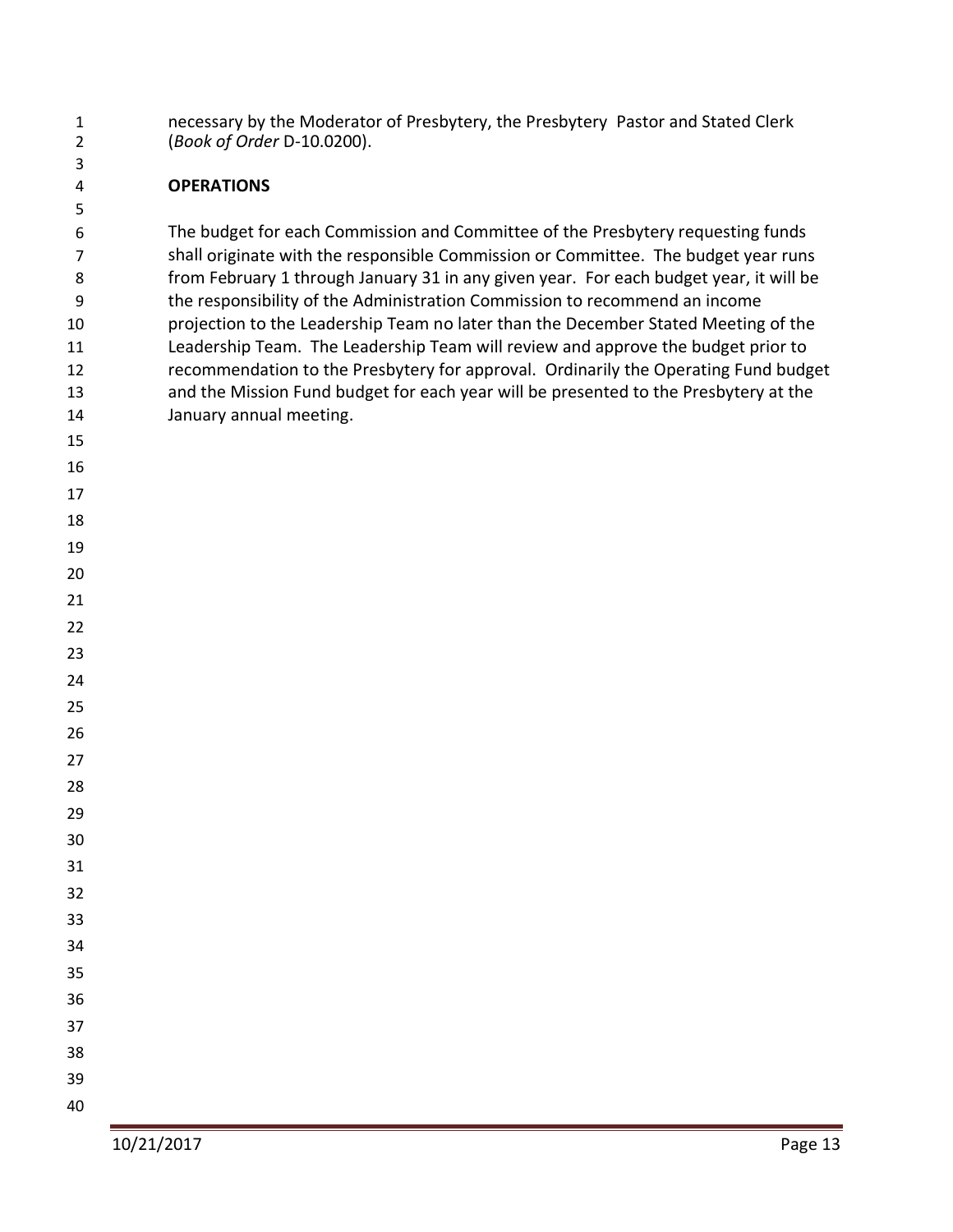necessary by the Moderator of Presbytery, the Presbytery Pastor and Stated Clerk (*Book of Order* D-10.0200).

**OPERATIONS**

The budget for each Commission and Committee of the Presbytery requesting funds shall originate with the responsible Commission or Committee. The budget year runs from February 1 through January 31 in any given year. For each budget year, it will be the responsibility of the Administration Commission to recommend an income projection to the Leadership Team no later than the December Stated Meeting of the Leadership Team. The Leadership Team will review and approve the budget prior to recommendation to the Presbytery for approval. Ordinarily the Operating Fund budget and the Mission Fund budget for each year will be presented to the Presbytery at the January annual meeting.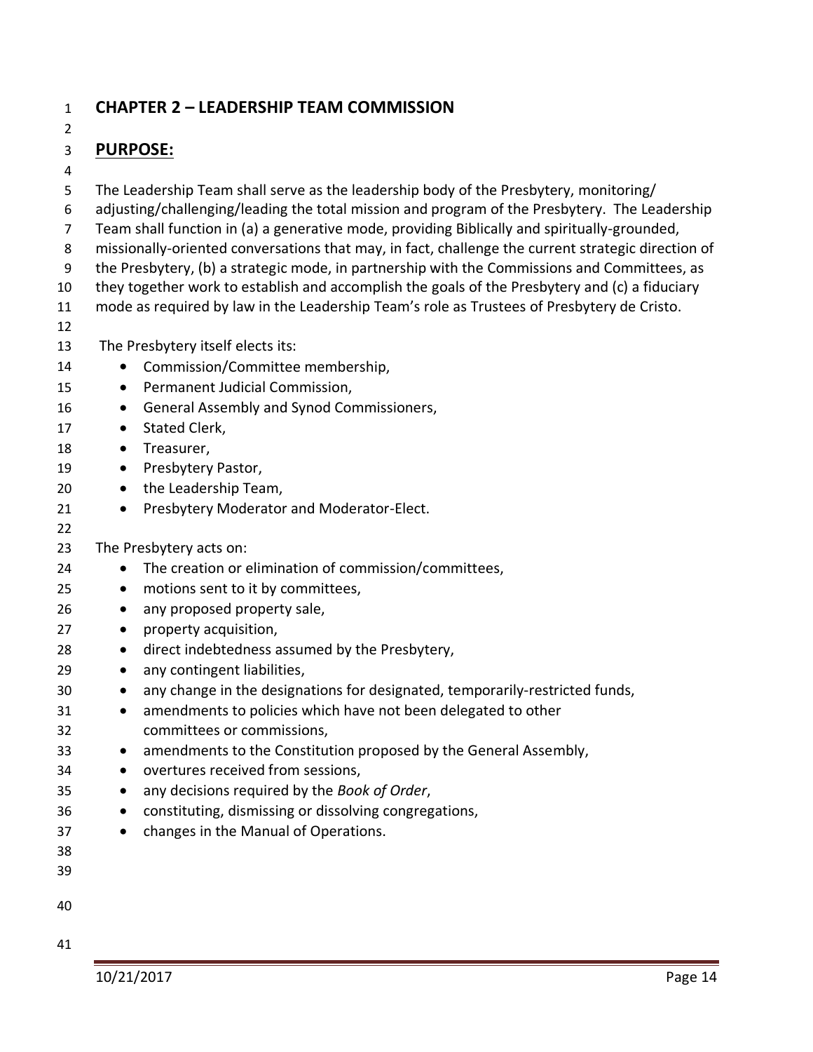# CHAPTER 2 – LEADERSHIP TEAM COMMISSION

## PURPOSE:

The Leadership Team shall serve as the leadership body of the Presbytery, monitoring/ adjusting/challenging/leading the total mission and program of the Presbytery. The Leadership Team shall function in (a) a generative mode, providing Biblically and spiritually-grounded, missionally-oriented conversations that may, in fact, challenge the current strategic direction of the Presbytery, (b) a strategic mode, in partnership with the Commissions and Committees, as they together work to establish and accomplish the goals of the Presbytery and (c) a fiduciary mode as required by law in the Leadership Team's role as Trustees of Presbytery de Cristo.

The Presbytery itself elects its:

- Commission/Committee membership,
- Permanent Judicial Commission,
- General Assembly and Synod Commissioners,
- Stated Clerk,
- Treasurer,
- Presbytery Pastor,
- the Leadership Team,
- Presbytery Moderator and Moderator-Elect.

The Presbytery acts on:

- The creation or elimination of commission/committees,
- motions sent to it by committees,
- any proposed property sale,
- property acquisition,
- direct indebtedness assumed by the Presbytery,
- any contingent liabilities,
- any change in the designations for designated, temporarily-restricted funds,
- amendments to policies which have not been delegated to other committees or commissions,
- amendments to the Constitution proposed by the General Assembly,
- overtures received from sessions,
- any decisions required by the *Book of Order*,
- constituting, dismissing or dissolving congregations,
- changes in the Manual of Operations.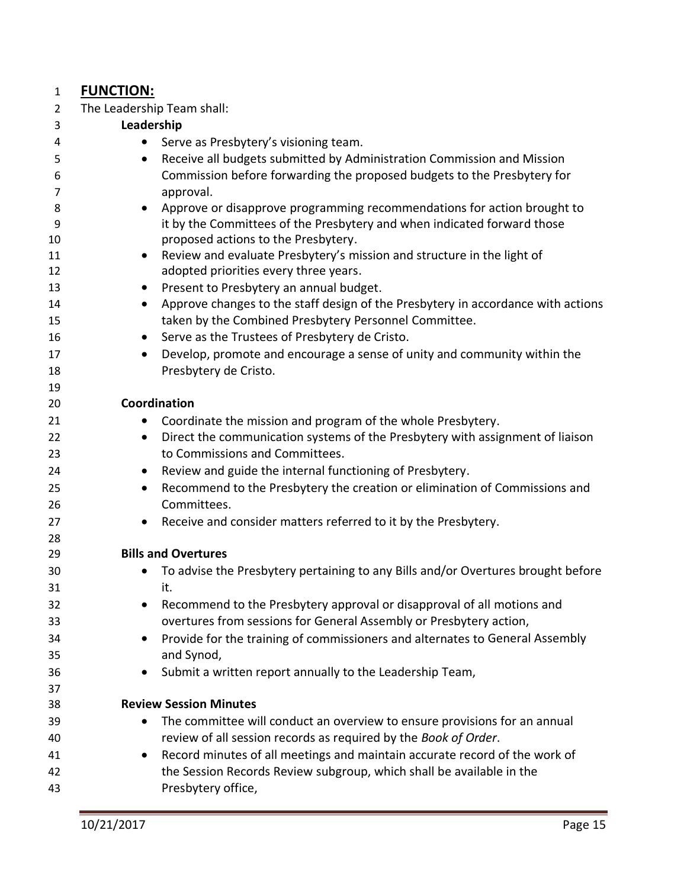## FUNCTION:

The Leadership Team shall:

**Leadership**

- Serve as Presbytery's visioning team.
- Receive all budgets submitted by Administration Commission and Mission Commission before forwarding the proposed budgets to the Presbytery for approval.
- Approve or disapprove programming recommendations for action brought to it by the Committees of the Presbytery and when indicated forward those proposed actions to the Presbytery.
- Review and evaluate Presbytery's mission and structure in the light of adopted priorities every three years.
- Present to Presbytery an annual budget.
- Approve changes to the staff design of the Presbytery in accordance with actions taken by the Combined Presbytery Personnel Committee.
- Serve as the Trustees of Presbytery de Cristo.
- Develop, promote and encourage a sense of unity and community within the Presbytery de Cristo.

**Coordination**

- Coordinate the mission and program of the whole Presbytery.
- Direct the communication systems of the Presbytery with assignment of liaison to Commissions and Committees.
- Review and guide the internal functioning of Presbytery.
- Recommend to the Presbytery the creation or elimination of Commissions and Committees.
- Receive and consider matters referred to it by the Presbytery.

**Bills and Overtures**

- To advise the Presbytery pertaining to any Bills and/or Overtures brought before it.
- Recommend to the Presbytery approval or disapproval of all motions and overtures from sessions for General Assembly or Presbytery action,
- Provide for the training of commissioners and alternates to General Assembly and Synod,
- Submit a written report annually to the Leadership Team,

**Review Session Minutes**

- The committee will conduct an overview to ensure provisions for an annual review of all session records as required by the *Book of Order*.
- Record minutes of all meetings and maintain accurate record of the work of the Session Records Review subgroup, which shall be available in the Presbytery office,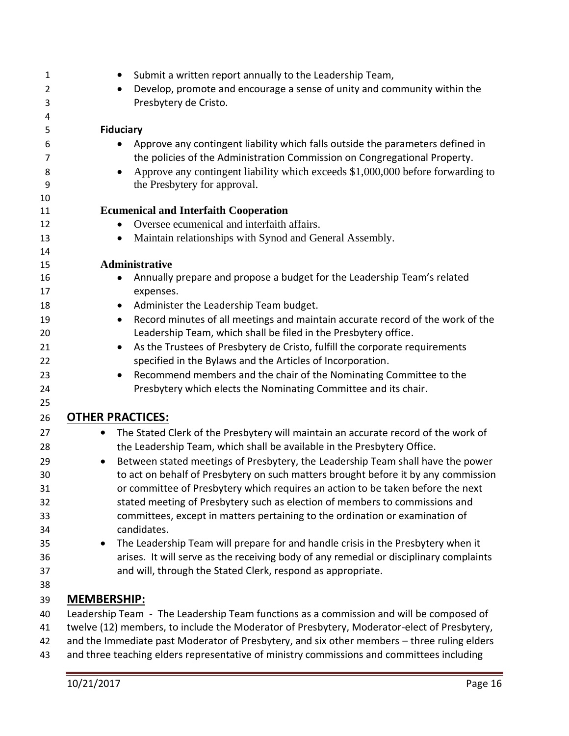- Submit a written report annually to the Leadership Team,
- Develop, promote and encourage a sense of unity and community within the Presbytery de Cristo.

**Fiduciary**

- Approve any contingent liability which falls outside the parameters defined in the policies of the Administration Commission on Congregational Property.
- Approve any contingent liability which exceeds $1,000,000 before forwarding to the Presbytery for approval.

**Ecumenical and Interfaith Cooperation**

- Oversee ecumenical and interfaith affairs.
- Maintain relationships with Synod and General Assembly.

**Administrative**

- Annually prepare and propose a budget for the Leadership Team's related expenses.
- Administer the Leadership Team budget.
- Record minutes of all meetings and maintain accurate record of the work of the Leadership Team, which shall be filed in the Presbytery office.
- As the Trustees of Presbytery de Cristo, fulfill the corporate requirements specified in the Bylaws and the Articles of Incorporation.
- Recommend members and the chair of the Nominating Committee to the Presbytery which elects the Nominating Committee and its chair.

## OTHER PRACTICES:

- The Stated Clerk of the Presbytery will maintain an accurate record of the work of the Leadership Team, which shall be available in the Presbytery Office.
- Between stated meetings of Presbytery, the Leadership Team shall have the power to act on behalf of Presbytery on such matters brought before it by any commission or committee of Presbytery which requires an action to be taken before the next stated meeting of Presbytery such as election of members to commissions and committees, except in matters pertaining to the ordination or examination of candidates.
- The Leadership Team will prepare for and handle crisis in the Presbytery when it arises. It will serve as the receiving body of any remedial or disciplinary complaints and will, through the Stated Clerk, respond as appropriate.

## MEMBERSHIP:

Leadership Team - The Leadership Team functions as a commission and will be composed of twelve (12) members, to include the Moderator of Presbytery, Moderator-elect of Presbytery, and the Immediate past Moderator of Presbytery, and six other members – three ruling elders and three teaching elders representative of ministry commissions and committees including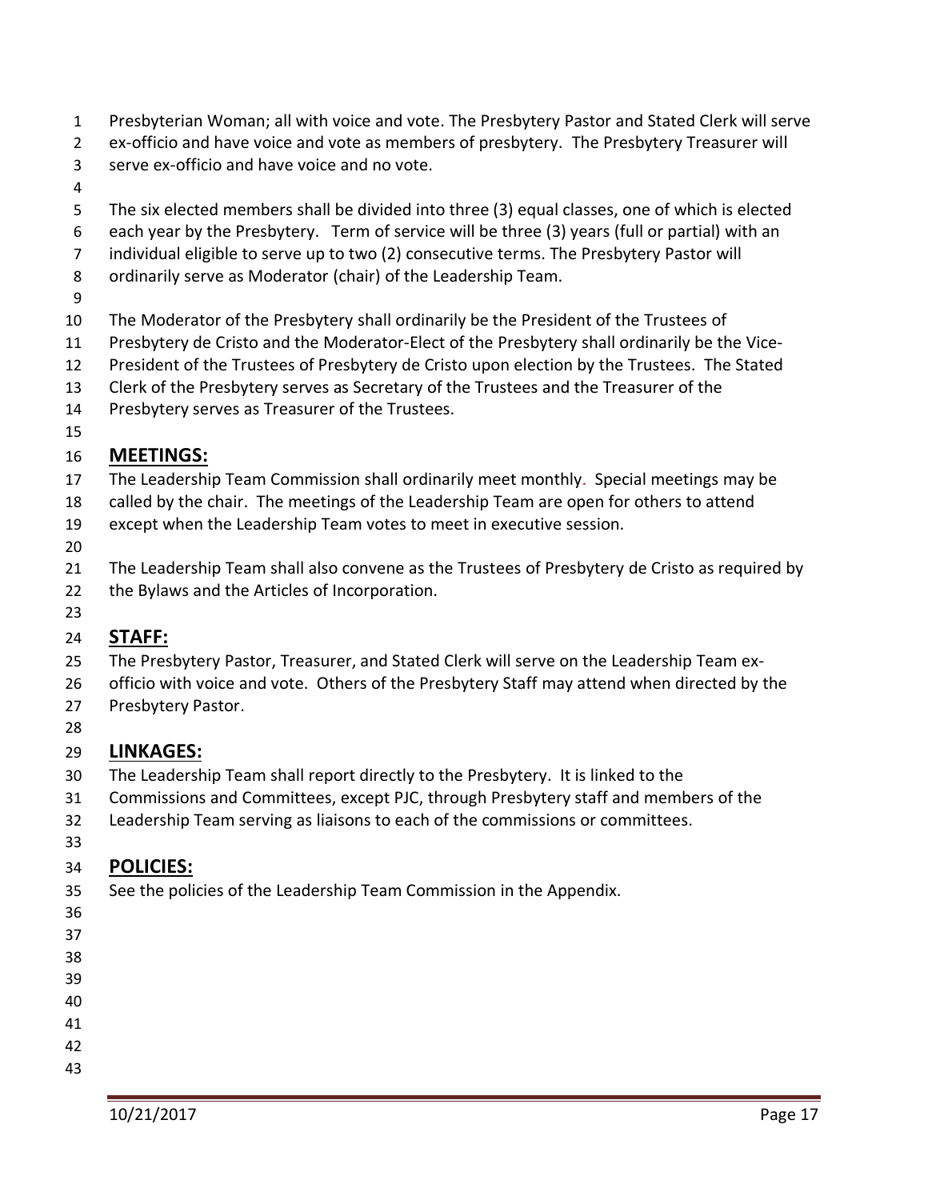Presbyterian Woman; all with voice and vote. The Presbytery Pastor and Stated Clerk will serve ex-officio and have voice and vote as members of presbytery. The Presbytery Treasurer will serve ex-officio and have voice and no vote.

The six elected members shall be divided into three (3) equal classes, one of which is elected each year by the Presbytery. Term of service will be three (3) years (full or partial) with an individual eligible to serve up to two (2) consecutive terms. The Presbytery Pastor will ordinarily serve as Moderator (chair) of the Leadership Team.

The Moderator of the Presbytery shall ordinarily be the President of the Trustees of Presbytery de Cristo and the Moderator-Elect of the Presbytery shall ordinarily be the Vice-President of the Trustees of Presbytery de Cristo upon election by the Trustees. The Stated Clerk of the Presbytery serves as Secretary of the Trustees and the Treasurer of the Presbytery serves as Treasurer of the Trustees.

## MEETINGS:

The Leadership Team Commission shall ordinarily meet monthly. Special meetings may be called by the chair. The meetings of the Leadership Team are open for others to attend except when the Leadership Team votes to meet in executive session.

The Leadership Team shall also convene as the Trustees of Presbytery de Cristo as required by the Bylaws and the Articles of Incorporation.

## STAFF:

The Presbytery Pastor, Treasurer, and Stated Clerk will serve on the Leadership Team ex-officio with voice and vote. Others of the Presbytery Staff may attend when directed by the Presbytery Pastor.

## LINKAGES:

The Leadership Team shall report directly to the Presbytery. It is linked to the Commissions and Committees, except PJC, through Presbytery staff and members of the Leadership Team serving as liaisons to each of the commissions or committees.

## POLICIES:

See the policies of the Leadership Team Commission in the Appendix.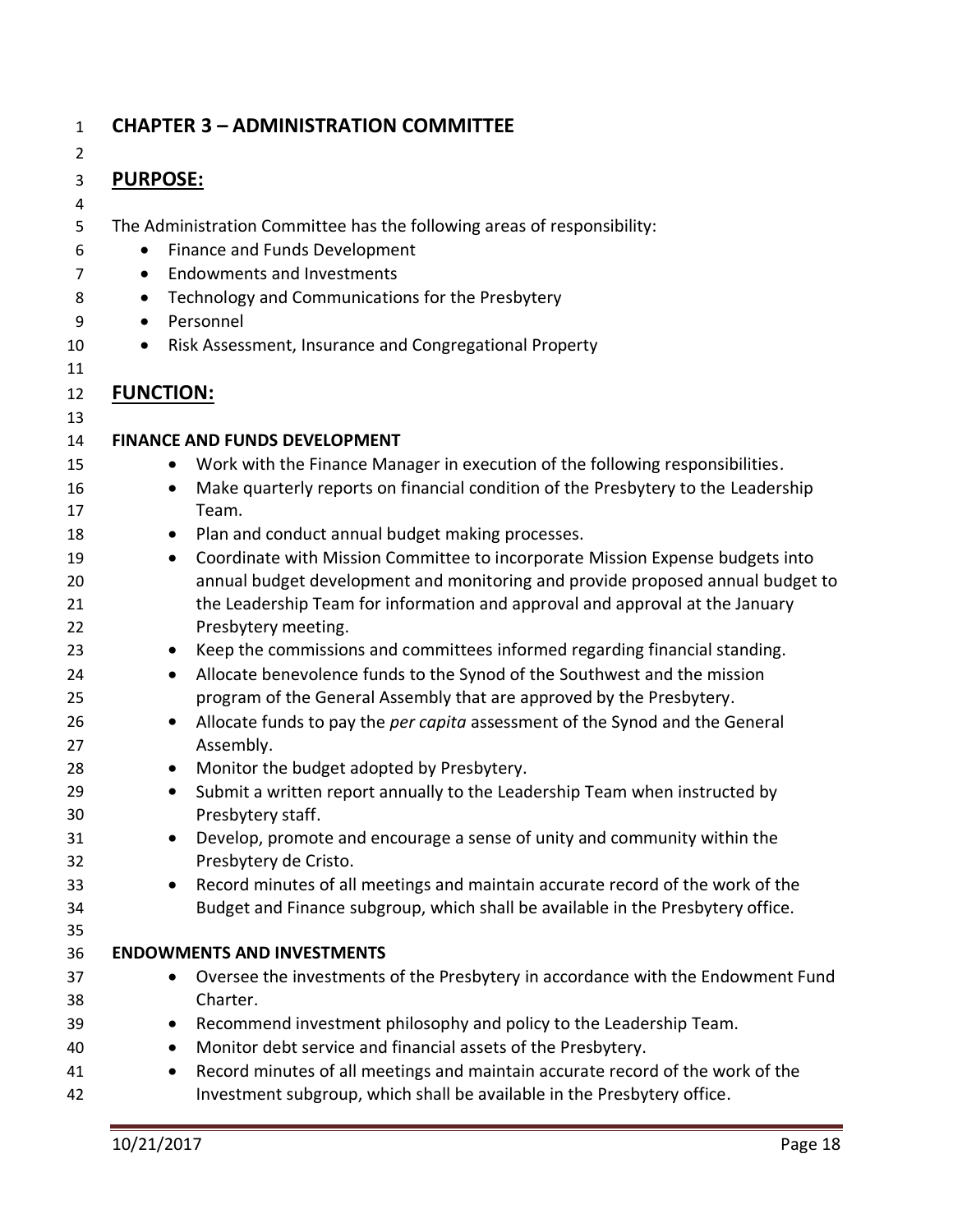# CHAPTER 3 – ADMINISTRATION COMMITTEE

## PURPOSE:

The Administration Committee has the following areas of responsibility:

- Finance and Funds Development
- Endowments and Investments
- Technology and Communications for the Presbytery
- Personnel
- Risk Assessment, Insurance and Congregational Property

## FUNCTION:

**FINANCE AND FUNDS DEVELOPMENT**

- Work with the Finance Manager in execution of the following responsibilities.
- Make quarterly reports on financial condition of the Presbytery to the Leadership Team.
- Plan and conduct annual budget making processes.
- Coordinate with Mission Committee to incorporate Mission Expense budgets into annual budget development and monitoring and provide proposed annual budget to the Leadership Team for information and approval and approval at the January Presbytery meeting.
- Keep the commissions and committees informed regarding financial standing.
- Allocate benevolence funds to the Synod of the Southwest and the mission program of the General Assembly that are approved by the Presbytery.
- Allocate funds to pay the *per capita* assessment of the Synod and the General Assembly.
- Monitor the budget adopted by Presbytery.
- Submit a written report annually to the Leadership Team when instructed by Presbytery staff.
- Develop, promote and encourage a sense of unity and community within the Presbytery de Cristo.
- Record minutes of all meetings and maintain accurate record of the work of the Budget and Finance subgroup, which shall be available in the Presbytery office.

**ENDOWMENTS AND INVESTMENTS**

- Oversee the investments of the Presbytery in accordance with the Endowment Fund Charter.
- Recommend investment philosophy and policy to the Leadership Team.
- Monitor debt service and financial assets of the Presbytery.
- Record minutes of all meetings and maintain accurate record of the work of the Investment subgroup, which shall be available in the Presbytery office.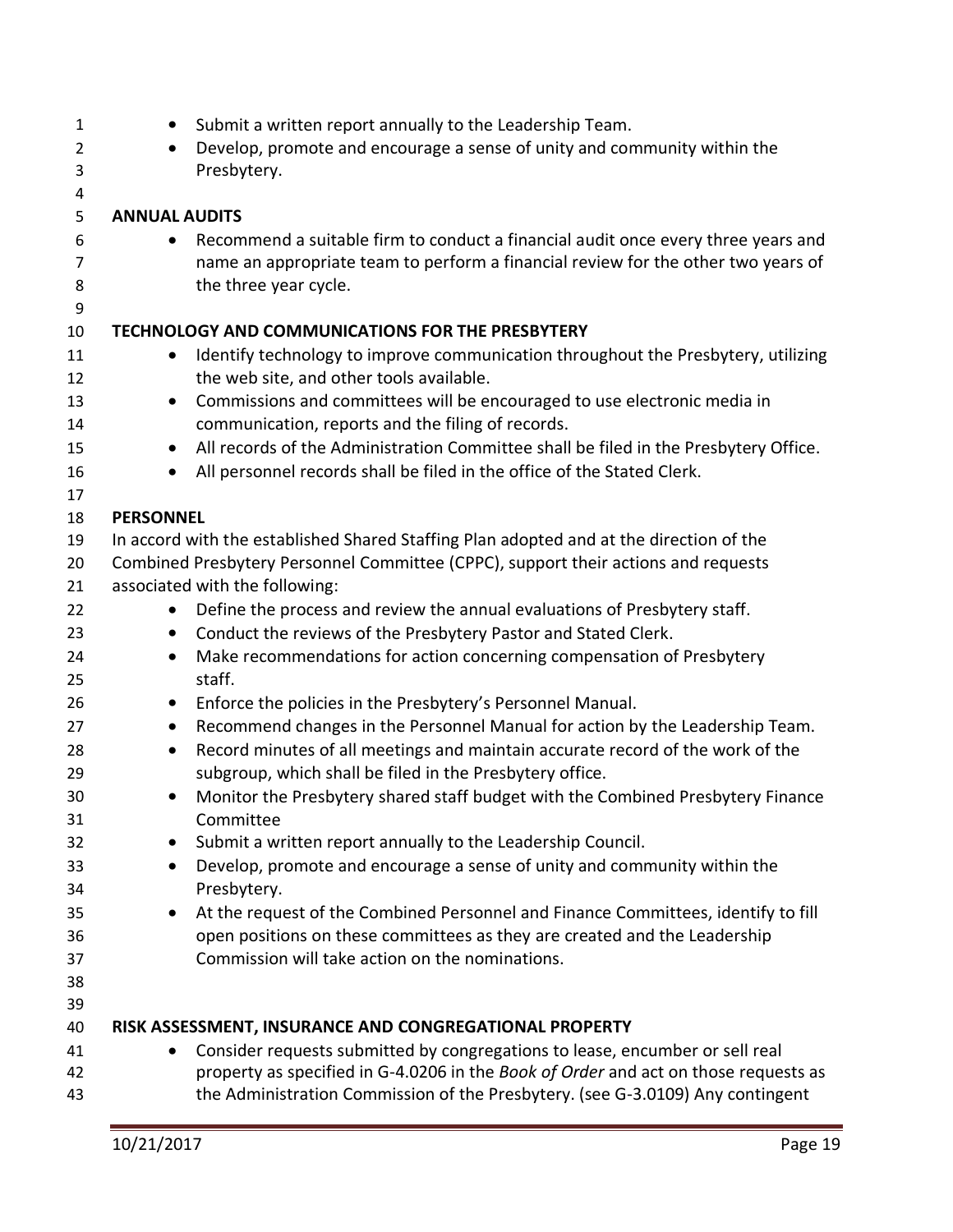- Submit a written report annually to the Leadership Team.
- Develop, promote and encourage a sense of unity and community within the Presbytery.

**ANNUAL AUDITS**

- Recommend a suitable firm to conduct a financial audit once every three years and name an appropriate team to perform a financial review for the other two years of the three year cycle.

**TECHNOLOGY AND COMMUNICATIONS FOR THE PRESBYTERY**

- Identify technology to improve communication throughout the Presbytery, utilizing the web site, and other tools available.
- Commissions and committees will be encouraged to use electronic media in communication, reports and the filing of records.
- All records of the Administration Committee shall be filed in the Presbytery Office.
- All personnel records shall be filed in the office of the Stated Clerk.

**PERSONNEL**

In accord with the established Shared Staffing Plan adopted and at the direction of the Combined Presbytery Personnel Committee (CPPC), support their actions and requests associated with the following:

- Define the process and review the annual evaluations of Presbytery staff.
- Conduct the reviews of the Presbytery Pastor and Stated Clerk.
- Make recommendations for action concerning compensation of Presbytery staff.
- Enforce the policies in the Presbytery's Personnel Manual.
- Recommend changes in the Personnel Manual for action by the Leadership Team.
- Record minutes of all meetings and maintain accurate record of the work of the subgroup, which shall be filed in the Presbytery office.
- Monitor the Presbytery shared staff budget with the Combined Presbytery Finance Committee
- Submit a written report annually to the Leadership Council.
- Develop, promote and encourage a sense of unity and community within the Presbytery.
- At the request of the Combined Personnel and Finance Committees, identify to fill open positions on these committees as they are created and the Leadership Commission will take action on the nominations.

**RISK ASSESSMENT, INSURANCE AND CONGREGATIONAL PROPERTY**

- Consider requests submitted by congregations to lease, encumber or sell real property as specified in G-4.0206 in the *Book of Order* and act on those requests as the Administration Commission of the Presbytery. (see G-3.0109) Any contingent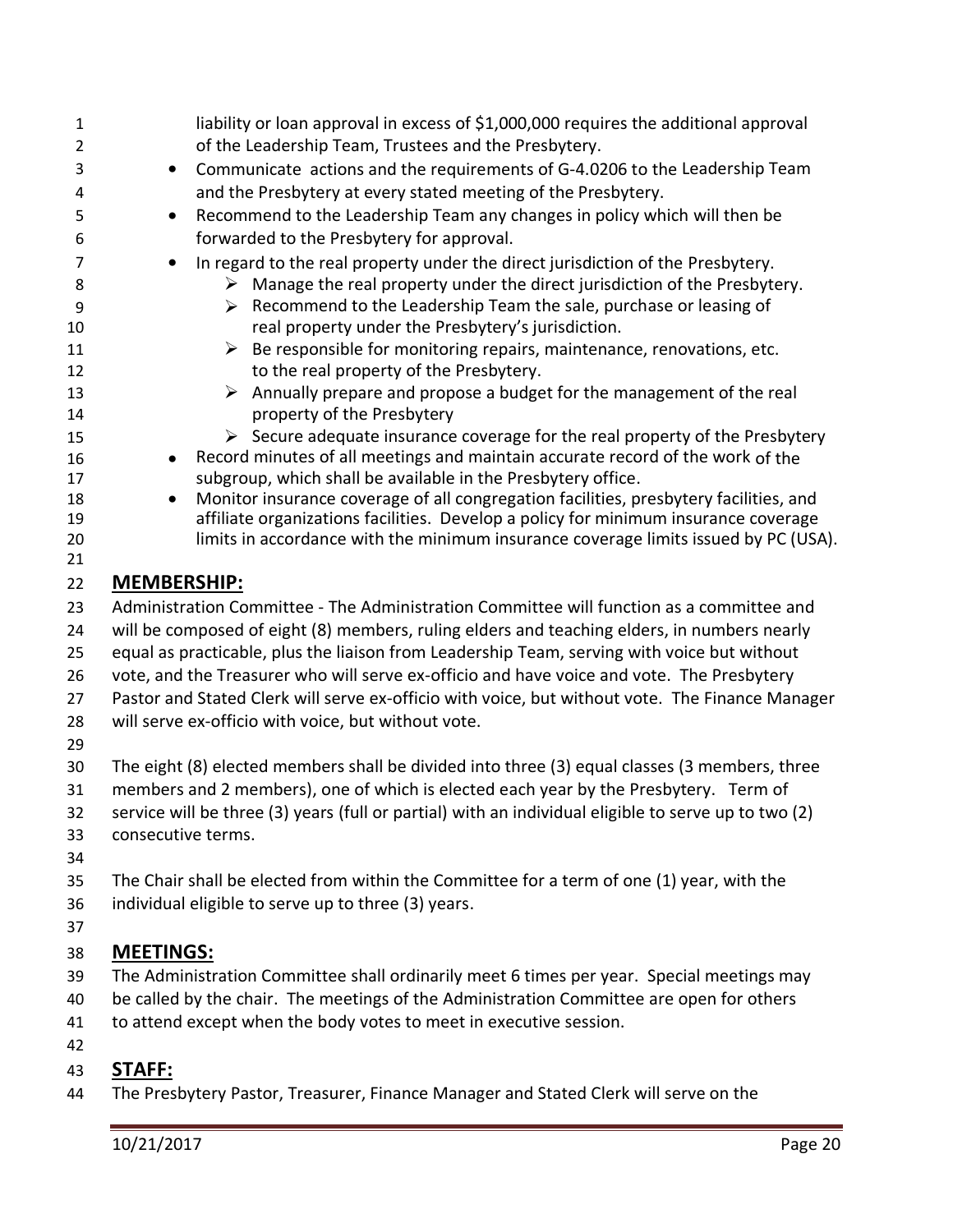liability or loan approval in excess of $1,000,000 requires the additional approval of the Leadership Team, Trustees and the Presbytery.

- Communicate actions and the requirements of G-4.0206 to the Leadership Team and the Presbytery at every stated meeting of the Presbytery.
- Recommend to the Leadership Team any changes in policy which will then be forwarded to the Presbytery for approval.
- In regard to the real property under the direct jurisdiction of the Presbytery.
  - Manage the real property under the direct jurisdiction of the Presbytery.
  - Recommend to the Leadership Team the sale, purchase or leasing of real property under the Presbytery's jurisdiction.
  - Be responsible for monitoring repairs, maintenance, renovations, etc. to the real property of the Presbytery.
  - Annually prepare and propose a budget for the management of the real property of the Presbytery
  - Secure adequate insurance coverage for the real property of the Presbytery
- Record minutes of all meetings and maintain accurate record of the work of the subgroup, which shall be available in the Presbytery office.
- Monitor insurance coverage of all congregation facilities, presbytery facilities, and affiliate organizations facilities. Develop a policy for minimum insurance coverage limits in accordance with the minimum insurance coverage limits issued by PC (USA).

## MEMBERSHIP:

Administration Committee - The Administration Committee will function as a committee and will be composed of eight (8) members, ruling elders and teaching elders, in numbers nearly equal as practicable, plus the liaison from Leadership Team, serving with voice but without vote, and the Treasurer who will serve ex-officio and have voice and vote. The Presbytery Pastor and Stated Clerk will serve ex-officio with voice, but without vote. The Finance Manager will serve ex-officio with voice, but without vote.

The eight (8) elected members shall be divided into three (3) equal classes (3 members, three members and 2 members), one of which is elected each year by the Presbytery. Term of service will be three (3) years (full or partial) with an individual eligible to serve up to two (2) consecutive terms.

The Chair shall be elected from within the Committee for a term of one (1) year, with the individual eligible to serve up to three (3) years.

## MEETINGS:

The Administration Committee shall ordinarily meet 6 times per year. Special meetings may be called by the chair. The meetings of the Administration Committee are open for others to attend except when the body votes to meet in executive session.

## STAFF:

The Presbytery Pastor, Treasurer, Finance Manager and Stated Clerk will serve on the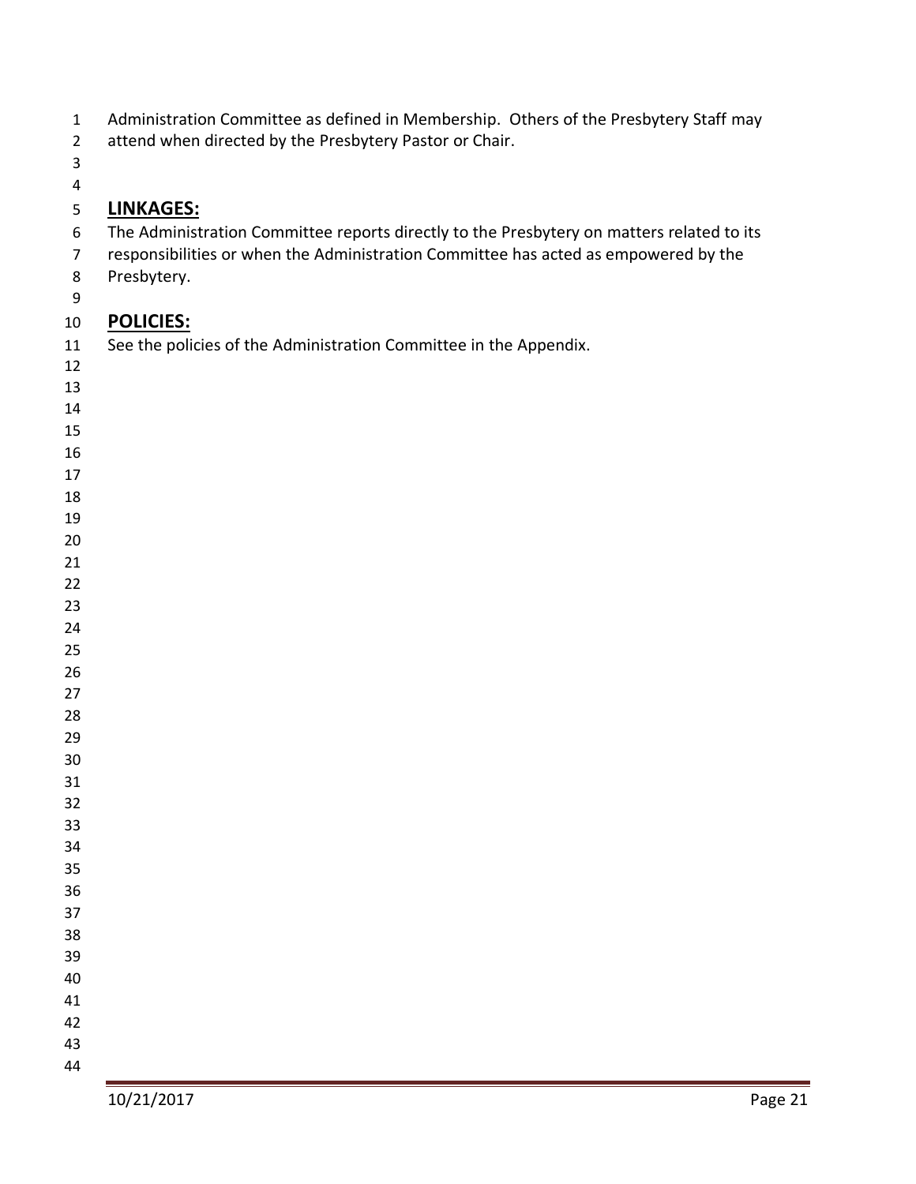Administration Committee as defined in Membership. Others of the Presbytery Staff may attend when directed by the Presbytery Pastor or Chair.

## LINKAGES:

The Administration Committee reports directly to the Presbytery on matters related to its responsibilities or when the Administration Committee has acted as empowered by the Presbytery.

## POLICIES:

See the policies of the Administration Committee in the Appendix.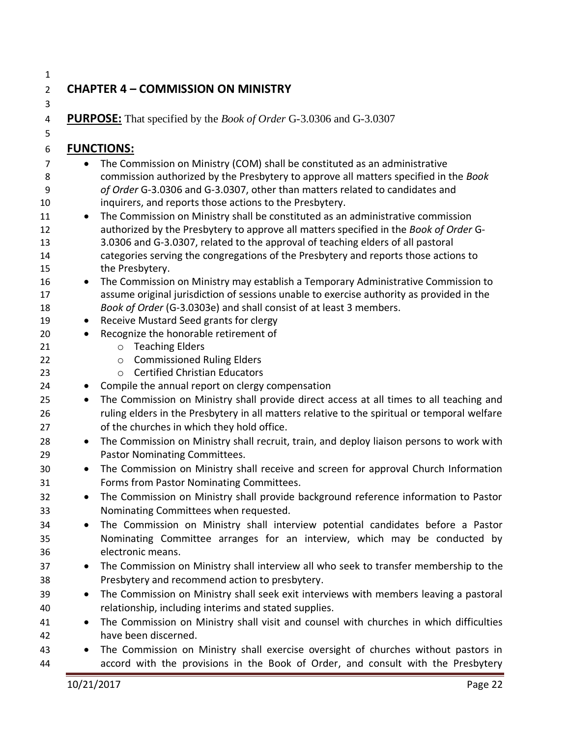## CHAPTER 4 – COMMISSION ON MINISTRY

**PURPOSE:** That specified by the *Book of Order* G-3.0306 and G-3.0307

**FUNCTIONS:**

- The Commission on Ministry (COM) shall be constituted as an administrative commission authorized by the Presbytery to approve all matters specified in the *Book of Order* G-3.0306 and G-3.0307, other than matters related to candidates and inquirers, and reports those actions to the Presbytery.
- The Commission on Ministry shall be constituted as an administrative commission authorized by the Presbytery to approve all matters specified in the *Book of Order* G-3.0306 and G-3.0307, related to the approval of teaching elders of all pastoral categories serving the congregations of the Presbytery and reports those actions to the Presbytery.
- The Commission on Ministry may establish a Temporary Administrative Commission to assume original jurisdiction of sessions unable to exercise authority as provided in the *Book of Order* (G-3.0303e) and shall consist of at least 3 members.
- Receive Mustard Seed grants for clergy
- Recognize the honorable retirement of
    - Teaching Elders
    - Commissioned Ruling Elders
    - Certified Christian Educators
- Compile the annual report on clergy compensation
- The Commission on Ministry shall provide direct access at all times to all teaching and ruling elders in the Presbytery in all matters relative to the spiritual or temporal welfare of the churches in which they hold office.
- The Commission on Ministry shall recruit, train, and deploy liaison persons to work with Pastor Nominating Committees.
- The Commission on Ministry shall receive and screen for approval Church Information Forms from Pastor Nominating Committees.
- The Commission on Ministry shall provide background reference information to Pastor Nominating Committees when requested.
- The Commission on Ministry shall interview potential candidates before a Pastor Nominating Committee arranges for an interview, which may be conducted by electronic means.
- The Commission on Ministry shall interview all who seek to transfer membership to the Presbytery and recommend action to presbytery.
- The Commission on Ministry shall seek exit interviews with members leaving a pastoral relationship, including interims and stated supplies.
- The Commission on Ministry shall visit and counsel with churches in which difficulties have been discerned.
- The Commission on Ministry shall exercise oversight of churches without pastors in accord with the provisions in the Book of Order, and consult with the Presbytery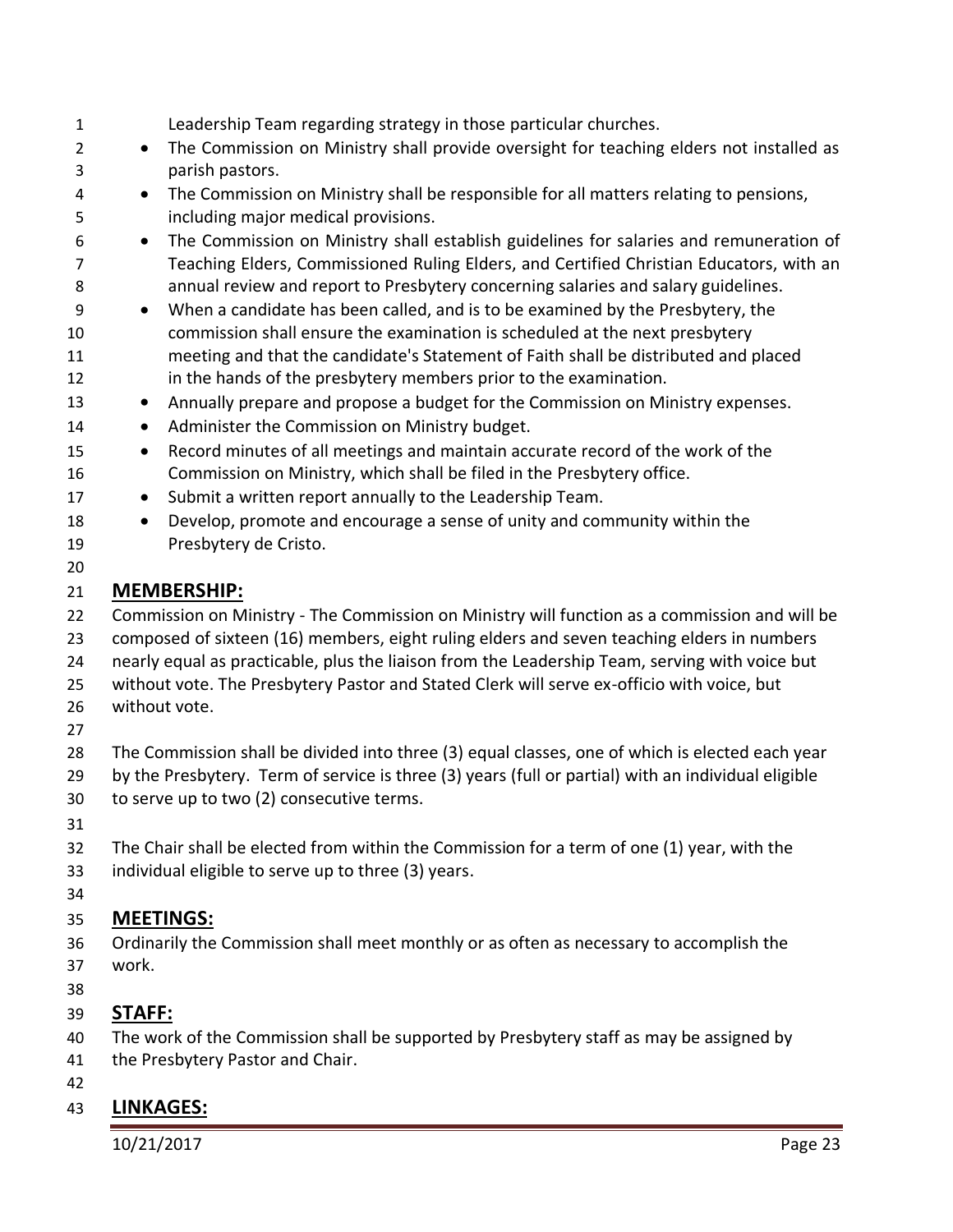Leadership Team regarding strategy in those particular churches.

- The Commission on Ministry shall provide oversight for teaching elders not installed as parish pastors.
- The Commission on Ministry shall be responsible for all matters relating to pensions, including major medical provisions.
- The Commission on Ministry shall establish guidelines for salaries and remuneration of Teaching Elders, Commissioned Ruling Elders, and Certified Christian Educators, with an annual review and report to Presbytery concerning salaries and salary guidelines.
- When a candidate has been called, and is to be examined by the Presbytery, the commission shall ensure the examination is scheduled at the next presbytery meeting and that the candidate's Statement of Faith shall be distributed and placed in the hands of the presbytery members prior to the examination.
- Annually prepare and propose a budget for the Commission on Ministry expenses.
- Administer the Commission on Ministry budget.
- Record minutes of all meetings and maintain accurate record of the work of the Commission on Ministry, which shall be filed in the Presbytery office.
- Submit a written report annually to the Leadership Team.
- Develop, promote and encourage a sense of unity and community within the Presbytery de Cristo.

## MEMBERSHIP:

Commission on Ministry - The Commission on Ministry will function as a commission and will be composed of sixteen (16) members, eight ruling elders and seven teaching elders in numbers nearly equal as practicable, plus the liaison from the Leadership Team, serving with voice but without vote. The Presbytery Pastor and Stated Clerk will serve ex-officio with voice, but without vote.

The Commission shall be divided into three (3) equal classes, one of which is elected each year by the Presbytery. Term of service is three (3) years (full or partial) with an individual eligible to serve up to two (2) consecutive terms.

The Chair shall be elected from within the Commission for a term of one (1) year, with the individual eligible to serve up to three (3) years.

## MEETINGS:

Ordinarily the Commission shall meet monthly or as often as necessary to accomplish the work.

## STAFF:

The work of the Commission shall be supported by Presbytery staff as may be assigned by the Presbytery Pastor and Chair.

## LINKAGES: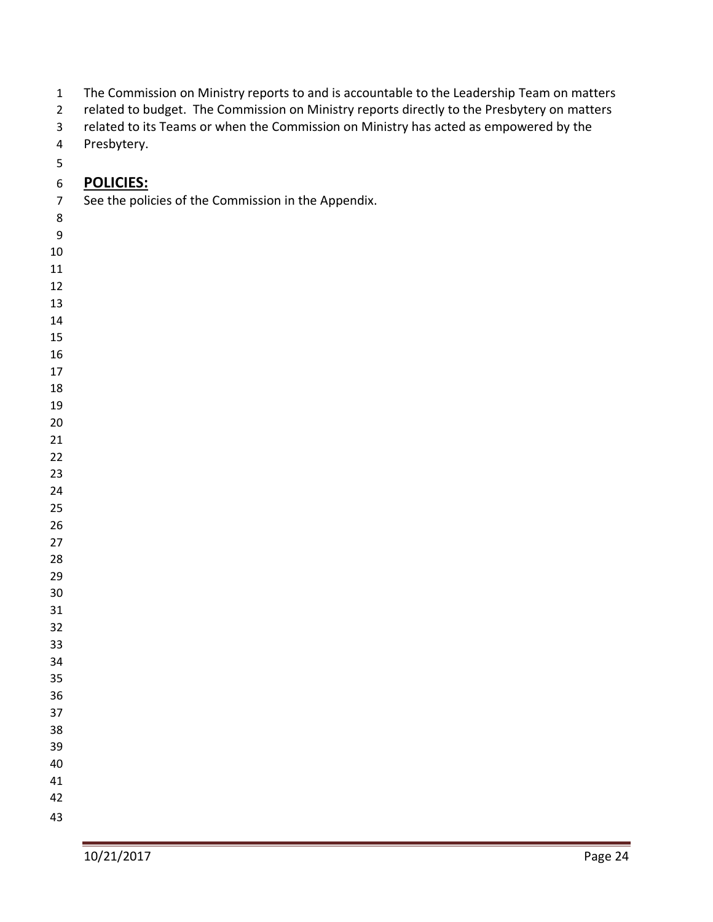The Commission on Ministry reports to and is accountable to the Leadership Team on matters related to budget. The Commission on Ministry reports directly to the Presbytery on matters related to its Teams or when the Commission on Ministry has acted as empowered by the Presbytery.

## **POLICIES:**

See the policies of the Commission in the Appendix.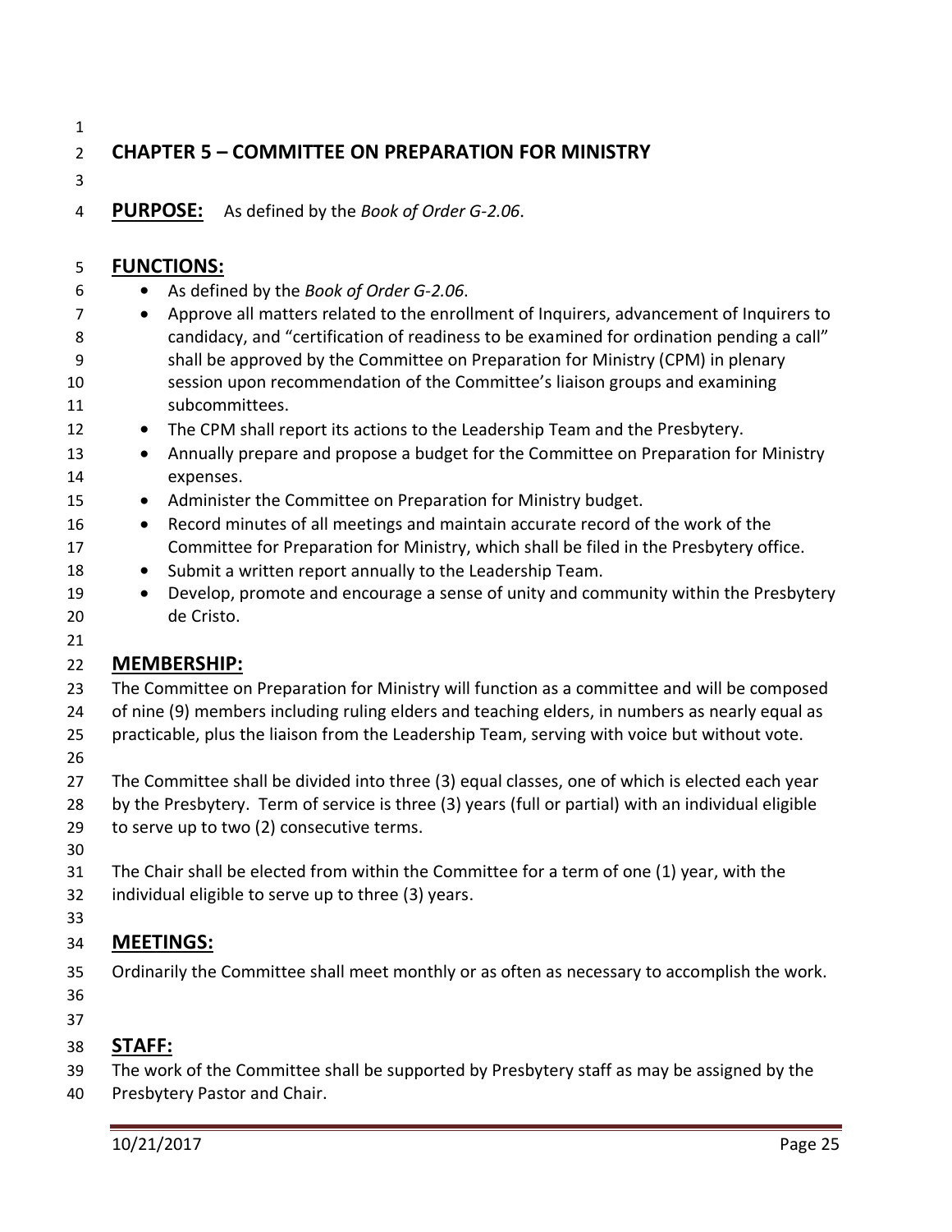# CHAPTER 5 – COMMITTEE ON PREPARATION FOR MINISTRY

**PURPOSE:** As defined by the *Book of Order G-2.06*.

## FUNCTIONS:

- As defined by the *Book of Order G-2.06*.
- Approve all matters related to the enrollment of Inquirers, advancement of Inquirers to candidacy, and "certification of readiness to be examined for ordination pending a call" shall be approved by the Committee on Preparation for Ministry (CPM) in plenary session upon recommendation of the Committee's liaison groups and examining subcommittees.
- The CPM shall report its actions to the Leadership Team and the Presbytery.
- Annually prepare and propose a budget for the Committee on Preparation for Ministry expenses.
- Administer the Committee on Preparation for Ministry budget.
- Record minutes of all meetings and maintain accurate record of the work of the Committee for Preparation for Ministry, which shall be filed in the Presbytery office.
- Submit a written report annually to the Leadership Team.
- Develop, promote and encourage a sense of unity and community within the Presbytery de Cristo.

## MEMBERSHIP:

The Committee on Preparation for Ministry will function as a committee and will be composed of nine (9) members including ruling elders and teaching elders, in numbers as nearly equal as practicable, plus the liaison from the Leadership Team, serving with voice but without vote.

The Committee shall be divided into three (3) equal classes, one of which is elected each year by the Presbytery. Term of service is three (3) years (full or partial) with an individual eligible to serve up to two (2) consecutive terms.

The Chair shall be elected from within the Committee for a term of one (1) year, with the individual eligible to serve up to three (3) years.

## MEETINGS:

Ordinarily the Committee shall meet monthly or as often as necessary to accomplish the work.

## STAFF:

The work of the Committee shall be supported by Presbytery staff as may be assigned by the Presbytery Pastor and Chair.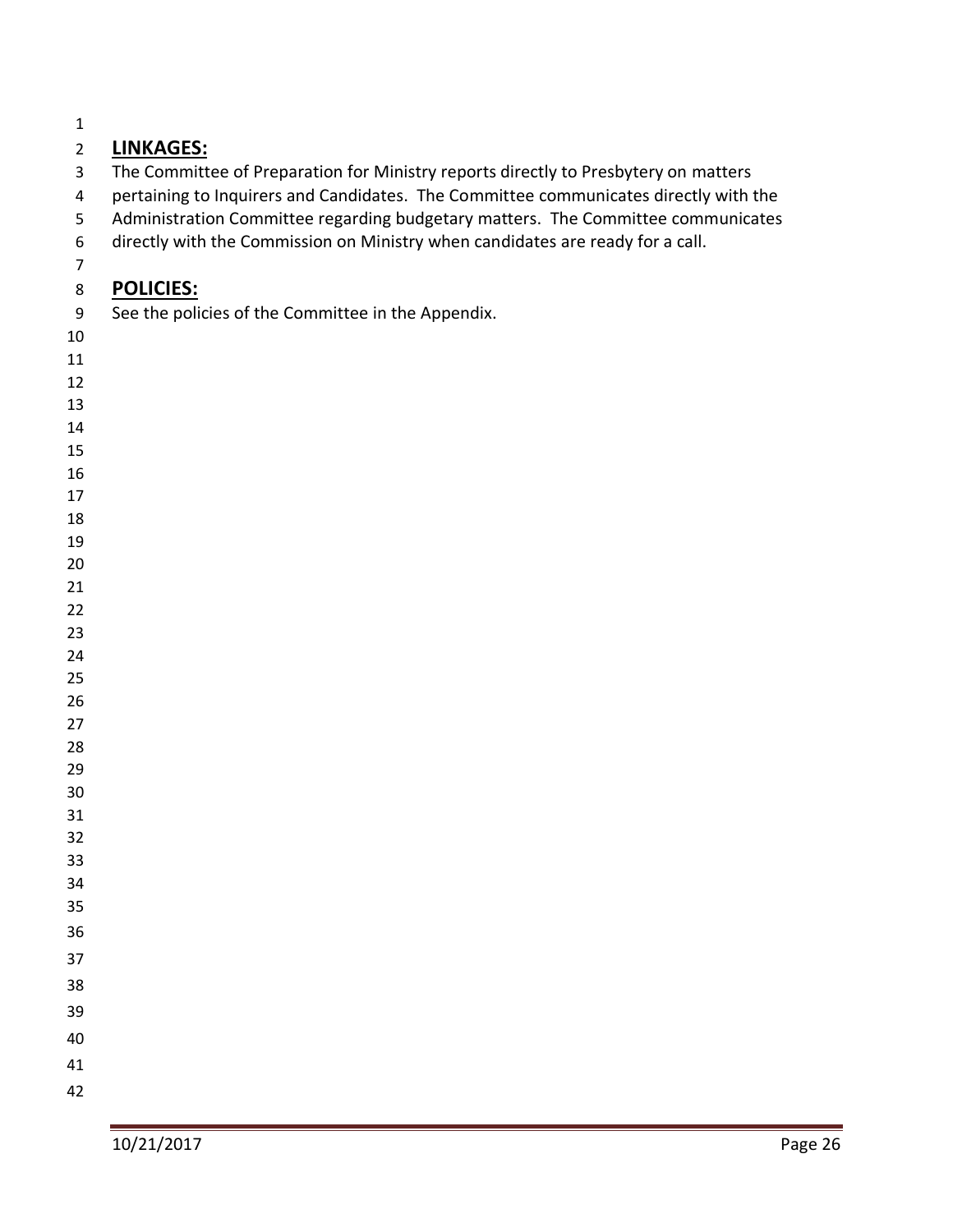## LINKAGES:

The Committee of Preparation for Ministry reports directly to Presbytery on matters pertaining to Inquirers and Candidates. The Committee communicates directly with the Administration Committee regarding budgetary matters. The Committee communicates directly with the Commission on Ministry when candidates are ready for a call.

## POLICIES:

See the policies of the Committee in the Appendix.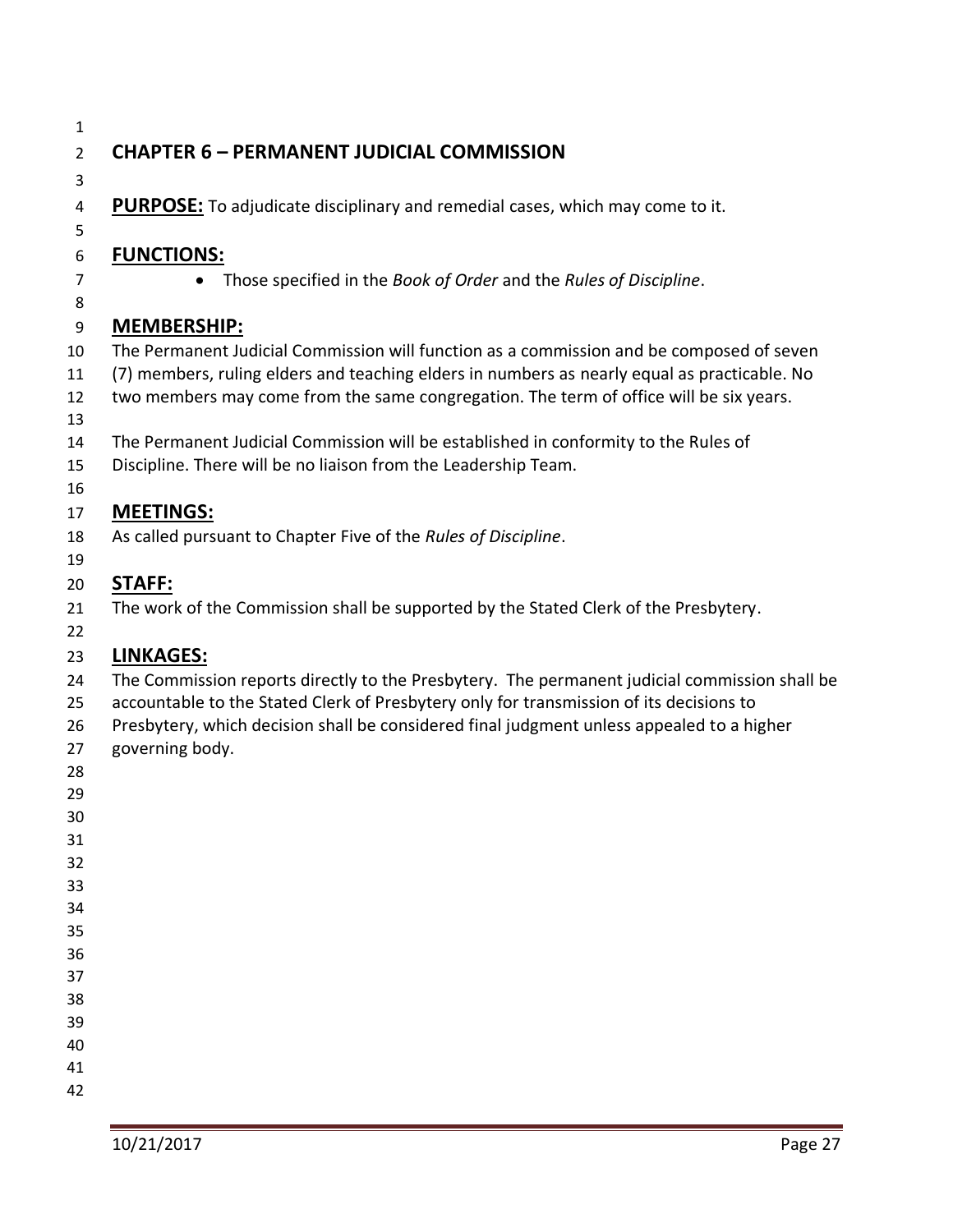# CHAPTER 6 – PERMANENT JUDICIAL COMMISSION

**PURPOSE:** To adjudicate disciplinary and remedial cases, which may come to it.

## FUNCTIONS:

- Those specified in the *Book of Order* and the *Rules of Discipline*.

## MEMBERSHIP:

The Permanent Judicial Commission will function as a commission and be composed of seven (7) members, ruling elders and teaching elders in numbers as nearly equal as practicable. No two members may come from the same congregation. The term of office will be six years.

The Permanent Judicial Commission will be established in conformity to the Rules of Discipline. There will be no liaison from the Leadership Team.

## MEETINGS:

As called pursuant to Chapter Five of the *Rules of Discipline*.

## STAFF:

The work of the Commission shall be supported by the Stated Clerk of the Presbytery.

## LINKAGES:

The Commission reports directly to the Presbytery. The permanent judicial commission shall be accountable to the Stated Clerk of Presbytery only for transmission of its decisions to Presbytery, which decision shall be considered final judgment unless appealed to a higher governing body.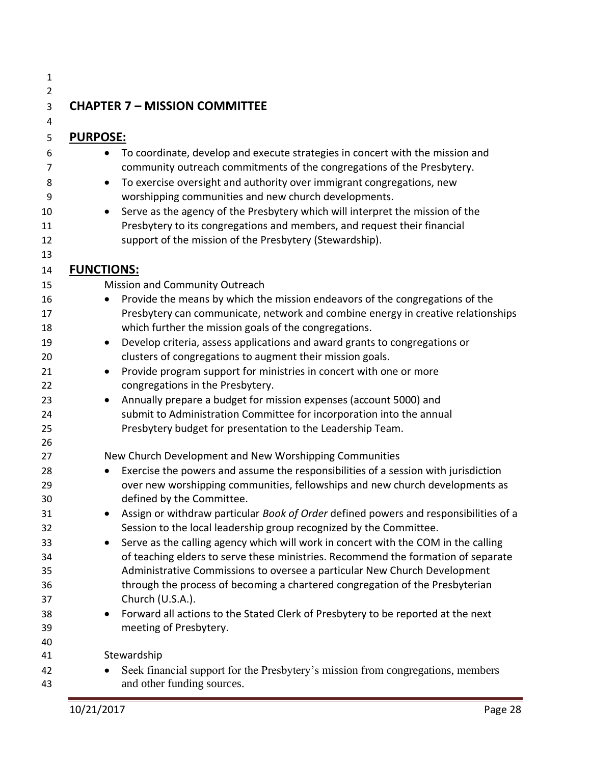# CHAPTER 7 – MISSION COMMITTEE

## PURPOSE:

- To coordinate, develop and execute strategies in concert with the mission and community outreach commitments of the congregations of the Presbytery.
- To exercise oversight and authority over immigrant congregations, new worshipping communities and new church developments.
- Serve as the agency of the Presbytery which will interpret the mission of the Presbytery to its congregations and members, and request their financial support of the mission of the Presbytery (Stewardship).

## FUNCTIONS:

Mission and Community Outreach

- Provide the means by which the mission endeavors of the congregations of the Presbytery can communicate, network and combine energy in creative relationships which further the mission goals of the congregations.
- Develop criteria, assess applications and award grants to congregations or clusters of congregations to augment their mission goals.
- Provide program support for ministries in concert with one or more congregations in the Presbytery.
- Annually prepare a budget for mission expenses (account 5000) and submit to Administration Committee for incorporation into the annual Presbytery budget for presentation to the Leadership Team.

New Church Development and New Worshipping Communities

- Exercise the powers and assume the responsibilities of a session with jurisdiction over new worshipping communities, fellowships and new church developments as defined by the Committee.
- Assign or withdraw particular *Book of Order* defined powers and responsibilities of a Session to the local leadership group recognized by the Committee.
- Serve as the calling agency which will work in concert with the COM in the calling of teaching elders to serve these ministries. Recommend the formation of separate Administrative Commissions to oversee a particular New Church Development through the process of becoming a chartered congregation of the Presbyterian Church (U.S.A.).
- Forward all actions to the Stated Clerk of Presbytery to be reported at the next meeting of Presbytery.

Stewardship

- Seek financial support for the Presbytery's mission from congregations, members and other funding sources.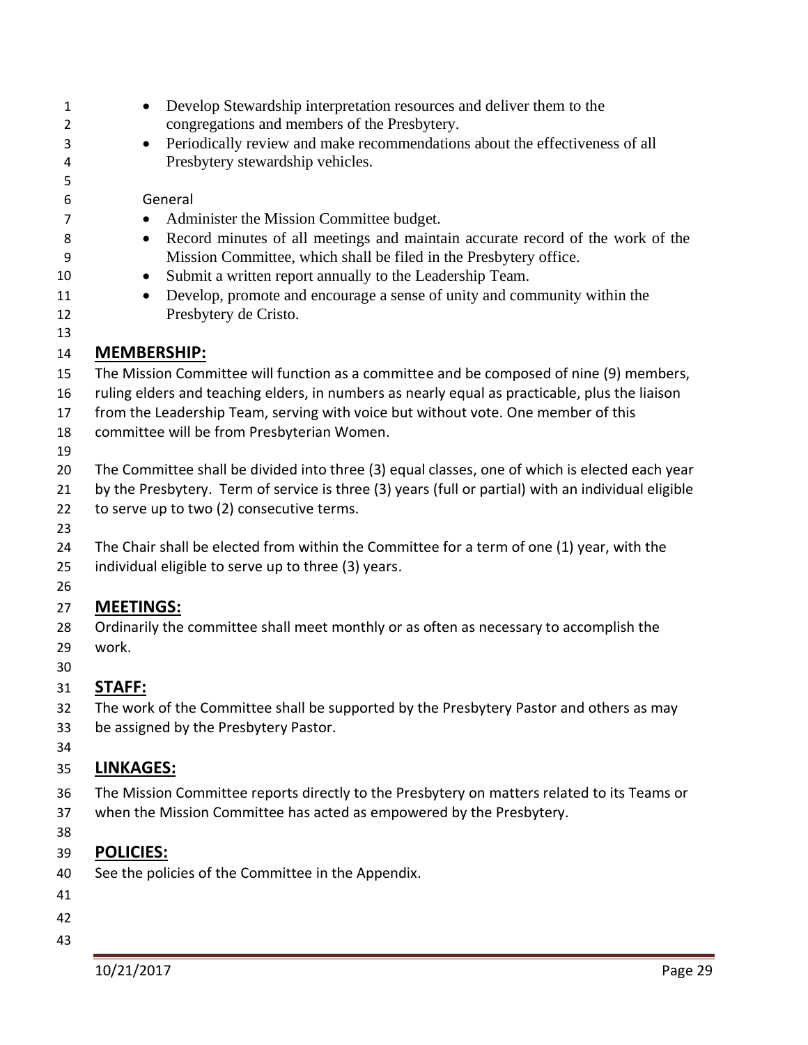- Develop Stewardship interpretation resources and deliver them to the congregations and members of the Presbytery.
- Periodically review and make recommendations about the effectiveness of all Presbytery stewardship vehicles.

General

- Administer the Mission Committee budget.
- Record minutes of all meetings and maintain accurate record of the work of the Mission Committee, which shall be filed in the Presbytery office.
- Submit a written report annually to the Leadership Team.
- Develop, promote and encourage a sense of unity and community within the Presbytery de Cristo.

## MEMBERSHIP:

The Mission Committee will function as a committee and be composed of nine (9) members, ruling elders and teaching elders, in numbers as nearly equal as practicable, plus the liaison from the Leadership Team, serving with voice but without vote. One member of this committee will be from Presbyterian Women.

The Committee shall be divided into three (3) equal classes, one of which is elected each year by the Presbytery. Term of service is three (3) years (full or partial) with an individual eligible to serve up to two (2) consecutive terms.

The Chair shall be elected from within the Committee for a term of one (1) year, with the individual eligible to serve up to three (3) years.

## MEETINGS:

Ordinarily the committee shall meet monthly or as often as necessary to accomplish the work.

## STAFF:

The work of the Committee shall be supported by the Presbytery Pastor and others as may be assigned by the Presbytery Pastor.

## LINKAGES:

The Mission Committee reports directly to the Presbytery on matters related to its Teams or when the Mission Committee has acted as empowered by the Presbytery.

## POLICIES:

See the policies of the Committee in the Appendix.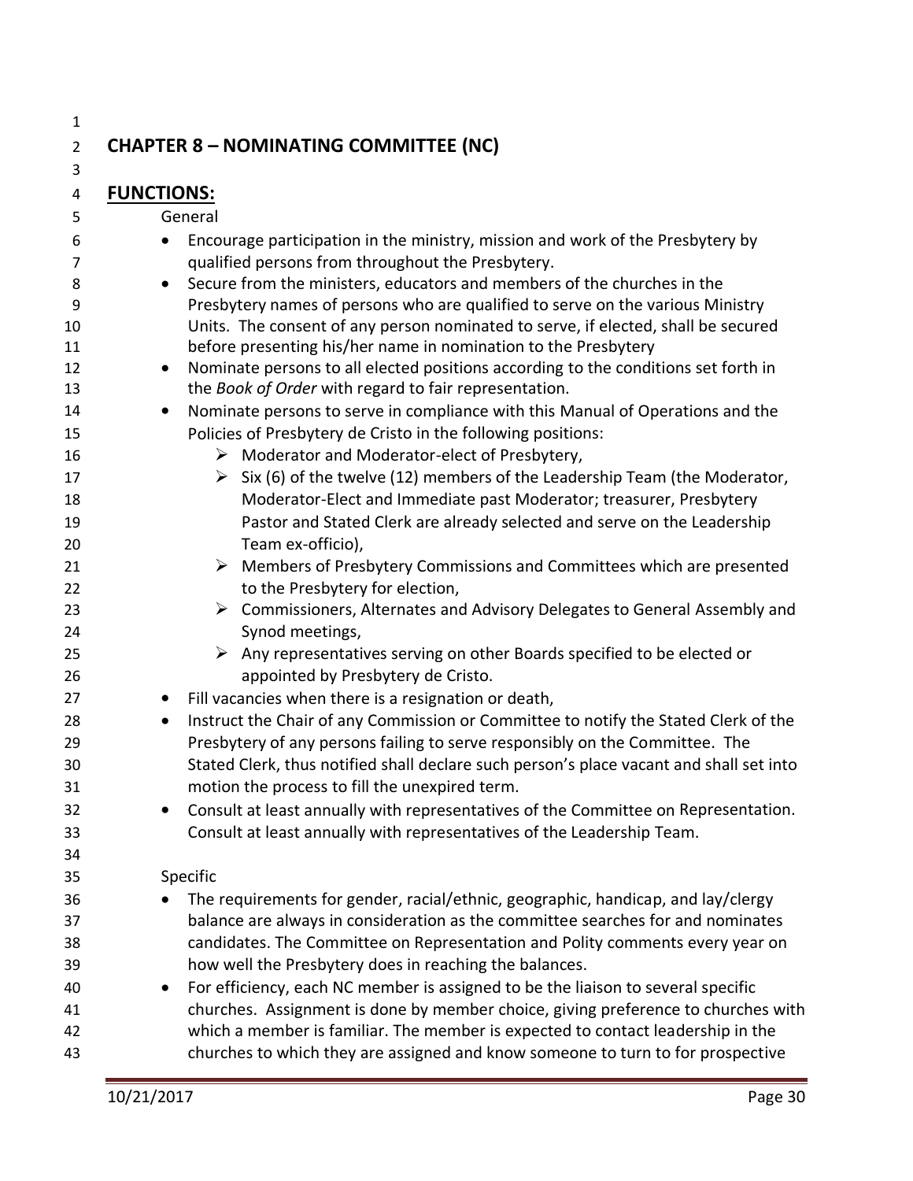## CHAPTER 8 – NOMINATING COMMITTEE (NC)

### FUNCTIONS:

General

- Encourage participation in the ministry, mission and work of the Presbytery by qualified persons from throughout the Presbytery.
- Secure from the ministers, educators and members of the churches in the Presbytery names of persons who are qualified to serve on the various Ministry Units. The consent of any person nominated to serve, if elected, shall be secured before presenting his/her name in nomination to the Presbytery
- Nominate persons to all elected positions according to the conditions set forth in the *Book of Order* with regard to fair representation.
- Nominate persons to serve in compliance with this Manual of Operations and the Policies of Presbytery de Cristo in the following positions:
  - Moderator and Moderator-elect of Presbytery,
  - Six (6) of the twelve (12) members of the Leadership Team (the Moderator, Moderator-Elect and Immediate past Moderator; treasurer, Presbytery Pastor and Stated Clerk are already selected and serve on the Leadership Team ex-officio),
  - Members of Presbytery Commissions and Committees which are presented to the Presbytery for election,
  - Commissioners, Alternates and Advisory Delegates to General Assembly and Synod meetings,
  - Any representatives serving on other Boards specified to be elected or appointed by Presbytery de Cristo.
- Fill vacancies when there is a resignation or death,
- Instruct the Chair of any Commission or Committee to notify the Stated Clerk of the Presbytery of any persons failing to serve responsibly on the Committee. The Stated Clerk, thus notified shall declare such person's place vacant and shall set into motion the process to fill the unexpired term.
- Consult at least annually with representatives of the Committee on Representation. Consult at least annually with representatives of the Leadership Team.

Specific

- The requirements for gender, racial/ethnic, geographic, handicap, and lay/clergy balance are always in consideration as the committee searches for and nominates candidates. The Committee on Representation and Polity comments every year on how well the Presbytery does in reaching the balances.
- For efficiency, each NC member is assigned to be the liaison to several specific churches. Assignment is done by member choice, giving preference to churches with which a member is familiar. The member is expected to contact leadership in the churches to which they are assigned and know someone to turn to for prospective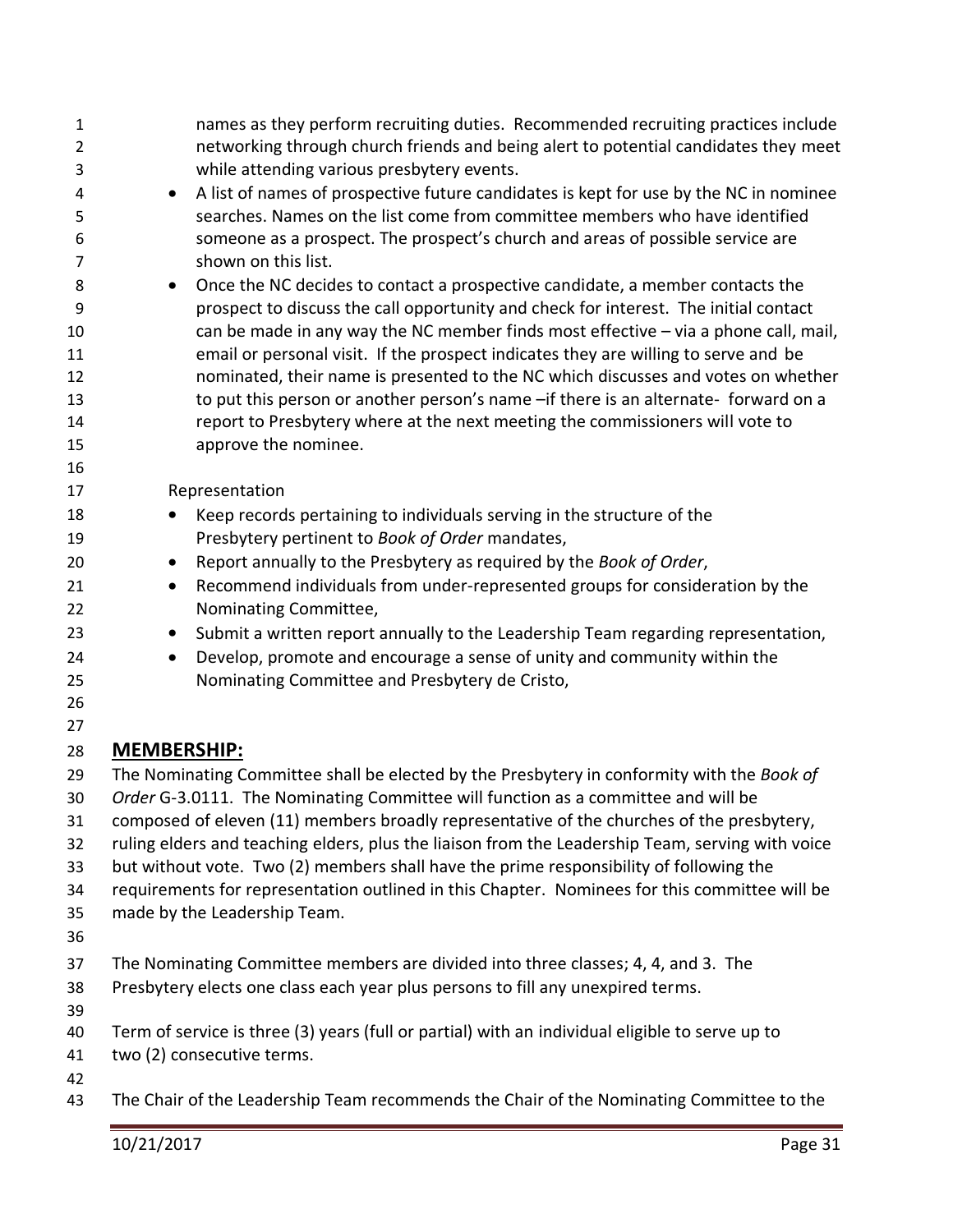names as they perform recruiting duties. Recommended recruiting practices include networking through church friends and being alert to potential candidates they meet while attending various presbytery events.

- A list of names of prospective future candidates is kept for use by the NC in nominee searches. Names on the list come from committee members who have identified someone as a prospect. The prospect's church and areas of possible service are shown on this list.
- Once the NC decides to contact a prospective candidate, a member contacts the prospect to discuss the call opportunity and check for interest. The initial contact can be made in any way the NC member finds most effective – via a phone call, mail, email or personal visit. If the prospect indicates they are willing to serve and be nominated, their name is presented to the NC which discusses and votes on whether to put this person or another person's name –if there is an alternate- forward on a report to Presbytery where at the next meeting the commissioners will vote to approve the nominee.

Representation

- Keep records pertaining to individuals serving in the structure of the Presbytery pertinent to *Book of Order* mandates,
- Report annually to the Presbytery as required by the *Book of Order*,
- Recommend individuals from under-represented groups for consideration by the Nominating Committee,
- Submit a written report annually to the Leadership Team regarding representation,
- Develop, promote and encourage a sense of unity and community within the Nominating Committee and Presbytery de Cristo,

## MEMBERSHIP:

The Nominating Committee shall be elected by the Presbytery in conformity with the *Book of Order* G-3.0111. The Nominating Committee will function as a committee and will be composed of eleven (11) members broadly representative of the churches of the presbytery, ruling elders and teaching elders, plus the liaison from the Leadership Team, serving with voice but without vote. Two (2) members shall have the prime responsibility of following the requirements for representation outlined in this Chapter. Nominees for this committee will be made by the Leadership Team.

The Nominating Committee members are divided into three classes; 4, 4, and 3. The Presbytery elects one class each year plus persons to fill any unexpired terms.

Term of service is three (3) years (full or partial) with an individual eligible to serve up to two (2) consecutive terms.

The Chair of the Leadership Team recommends the Chair of the Nominating Committee to the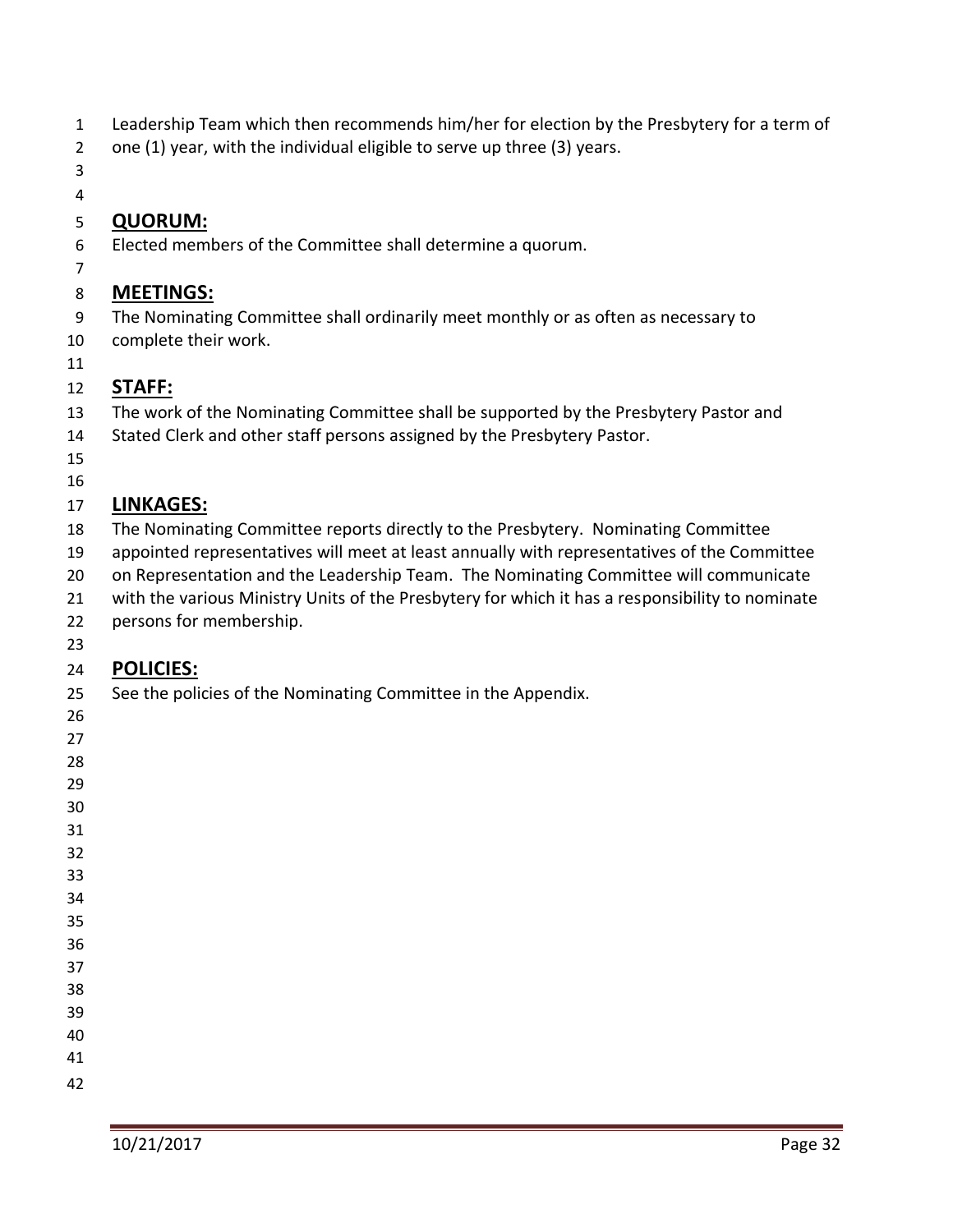Leadership Team which then recommends him/her for election by the Presbytery for a term of one (1) year, with the individual eligible to serve up three (3) years.

## QUORUM:

Elected members of the Committee shall determine a quorum.

## MEETINGS:

The Nominating Committee shall ordinarily meet monthly or as often as necessary to complete their work.

## STAFF:

The work of the Nominating Committee shall be supported by the Presbytery Pastor and Stated Clerk and other staff persons assigned by the Presbytery Pastor.

## LINKAGES:

The Nominating Committee reports directly to the Presbytery. Nominating Committee appointed representatives will meet at least annually with representatives of the Committee on Representation and the Leadership Team. The Nominating Committee will communicate with the various Ministry Units of the Presbytery for which it has a responsibility to nominate persons for membership.

## POLICIES:

See the policies of the Nominating Committee in the Appendix.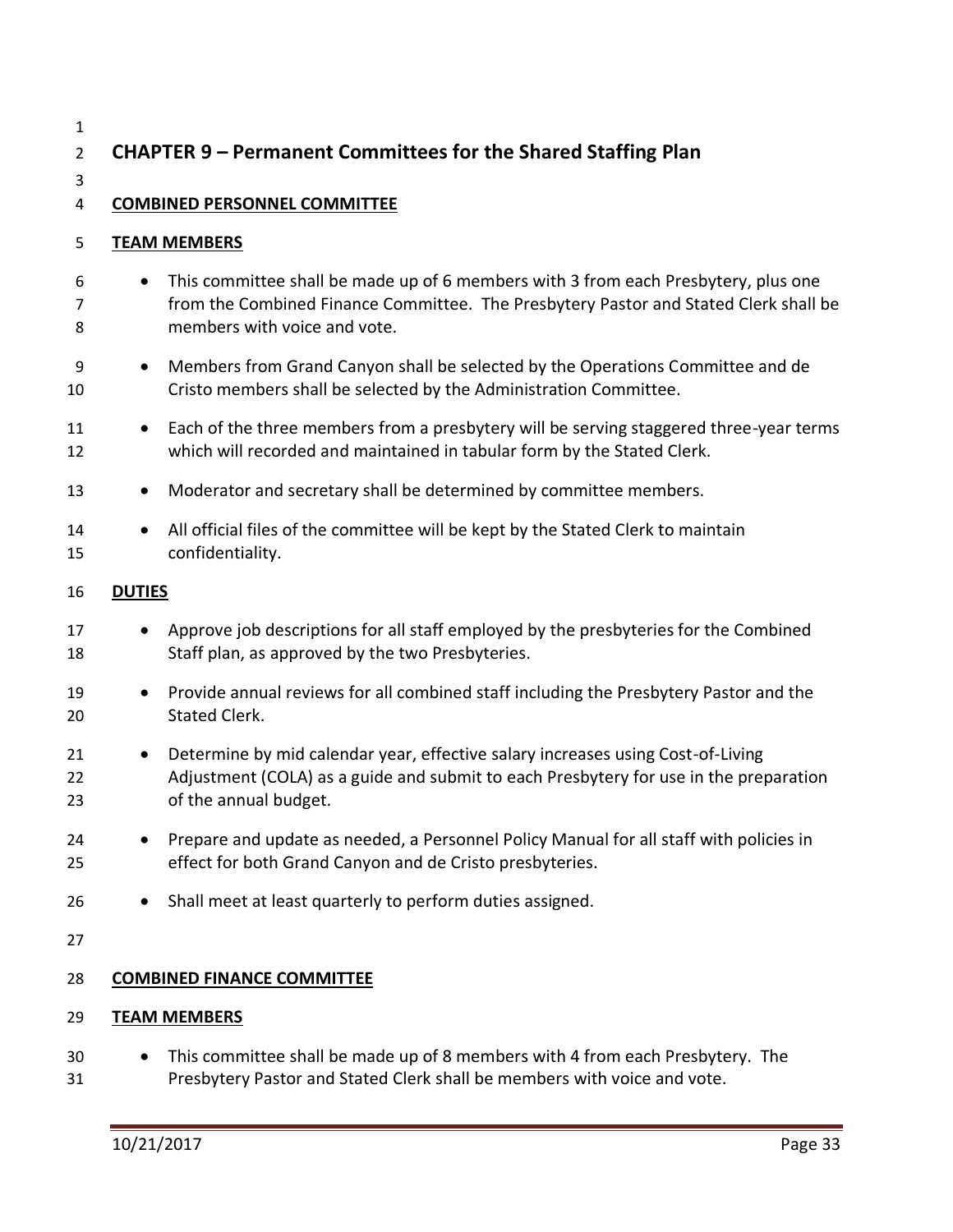# CHAPTER 9 – Permanent Committees for the Shared Staffing Plan

## COMBINED PERSONNEL COMMITTEE

### TEAM MEMBERS

- This committee shall be made up of 6 members with 3 from each Presbytery, plus one from the Combined Finance Committee. The Presbytery Pastor and Stated Clerk shall be members with voice and vote.
- Members from Grand Canyon shall be selected by the Operations Committee and de Cristo members shall be selected by the Administration Committee.
- Each of the three members from a presbytery will be serving staggered three-year terms which will recorded and maintained in tabular form by the Stated Clerk.
- Moderator and secretary shall be determined by committee members.
- All official files of the committee will be kept by the Stated Clerk to maintain confidentiality.

### DUTIES

- Approve job descriptions for all staff employed by the presbyteries for the Combined Staff plan, as approved by the two Presbyteries.
- Provide annual reviews for all combined staff including the Presbytery Pastor and the Stated Clerk.
- Determine by mid calendar year, effective salary increases using Cost-of-Living Adjustment (COLA) as a guide and submit to each Presbytery for use in the preparation of the annual budget.
- Prepare and update as needed, a Personnel Policy Manual for all staff with policies in effect for both Grand Canyon and de Cristo presbyteries.
- Shall meet at least quarterly to perform duties assigned.

## COMBINED FINANCE COMMITTEE

### TEAM MEMBERS

- This committee shall be made up of 8 members with 4 from each Presbytery. The Presbytery Pastor and Stated Clerk shall be members with voice and vote.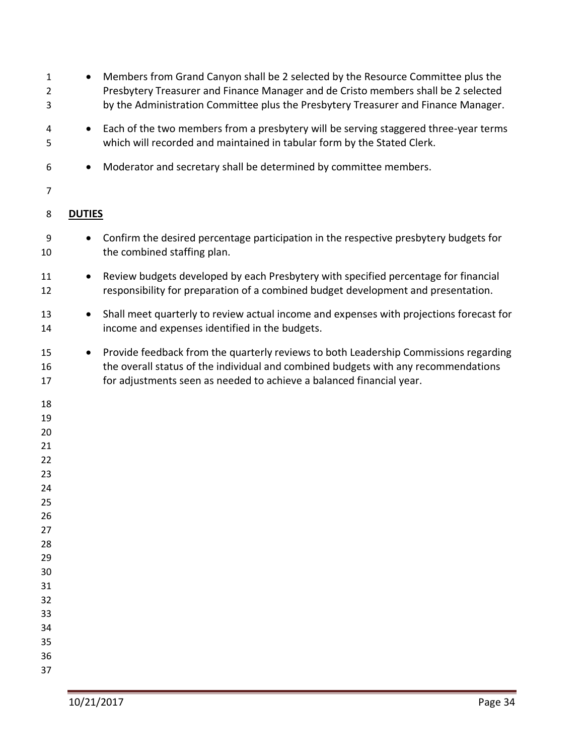- Members from Grand Canyon shall be 2 selected by the Resource Committee plus the Presbytery Treasurer and Finance Manager and de Cristo members shall be 2 selected by the Administration Committee plus the Presbytery Treasurer and Finance Manager.
- Each of the two members from a presbytery will be serving staggered three-year terms which will recorded and maintained in tabular form by the Stated Clerk.
- Moderator and secretary shall be determined by committee members.

**DUTIES**

- Confirm the desired percentage participation in the respective presbytery budgets for the combined staffing plan.
- Review budgets developed by each Presbytery with specified percentage for financial responsibility for preparation of a combined budget development and presentation.
- Shall meet quarterly to review actual income and expenses with projections forecast for income and expenses identified in the budgets.
- Provide feedback from the quarterly reviews to both Leadership Commissions regarding the overall status of the individual and combined budgets with any recommendations for adjustments seen as needed to achieve a balanced financial year.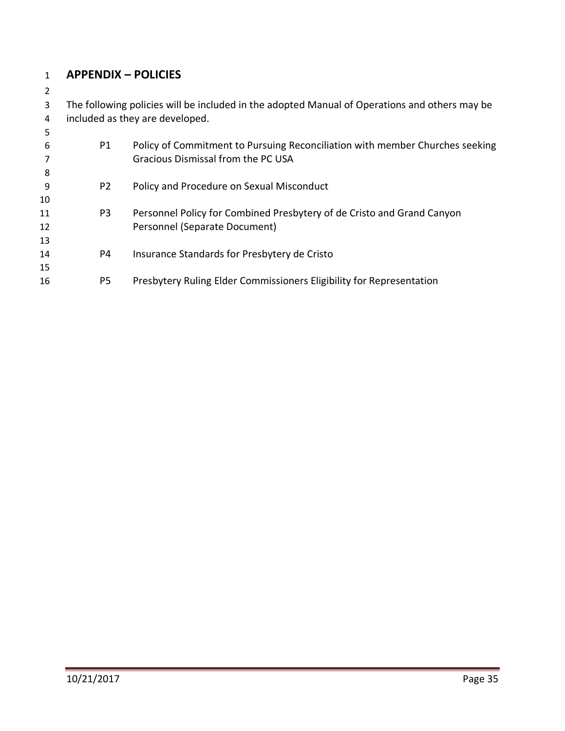## APPENDIX – POLICIES

The following policies will be included in the adopted Manual of Operations and others may be included as they are developed.

- P1 Policy of Commitment to Pursuing Reconciliation with member Churches seeking Gracious Dismissal from the PC USA
- P2 Policy and Procedure on Sexual Misconduct
- P3 Personnel Policy for Combined Presbytery of de Cristo and Grand Canyon Personnel (Separate Document)
- P4 Insurance Standards for Presbytery de Cristo
- P5 Presbytery Ruling Elder Commissioners Eligibility for Representation